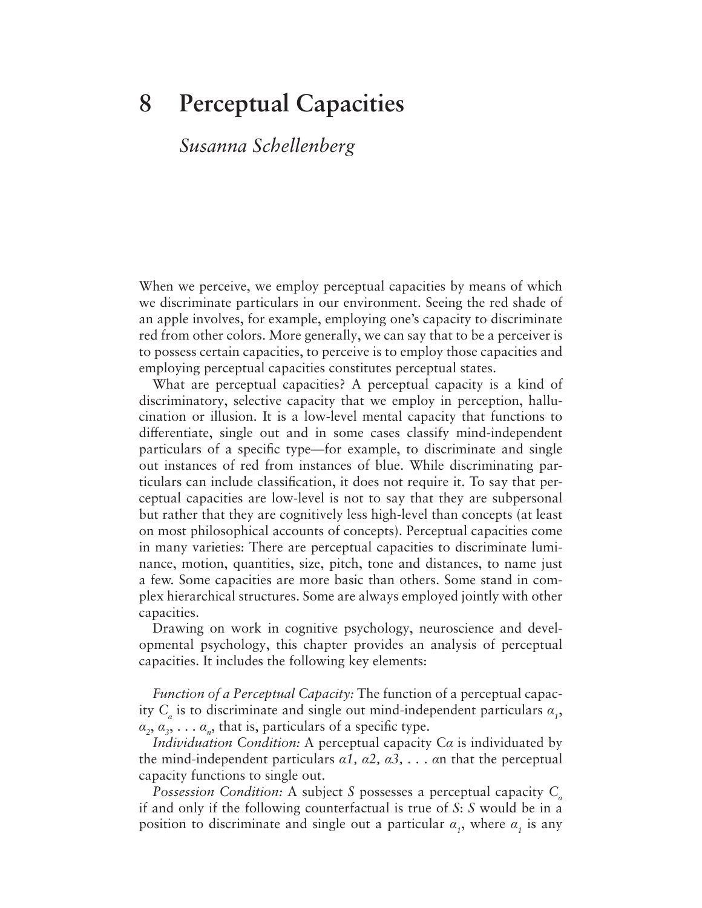# 8 Perceptual Capacities

*Susanna Schellenberg*

When we perceive, we employ perceptual capacities by means of which we discriminate particulars in our environment. Seeing the red shade of an apple involves, for example, employing one's capacity to discriminate red from other colors. More generally, we can say that to be a perceiver is to possess certain capacities, to perceive is to employ those capacities and employing perceptual capacities constitutes perceptual states.

What are perceptual capacities? A perceptual capacity is a kind of discriminatory, selective capacity that we employ in perception, hallucination or illusion. It is a low-level mental capacity that functions to differentiate, single out and in some cases classify mind-independent particulars of a specific type—for example, to discriminate and single out instances of red from instances of blue. While discriminating particulars can include classification, it does not require it. To say that perceptual capacities are low-level is not to say that they are subpersonal but rather that they are cognitively less high-level than concepts (at least on most philosophical accounts of concepts). Perceptual capacities come in many varieties: There are perceptual capacities to discriminate luminance, motion, quantities, size, pitch, tone and distances, to name just a few. Some capacities are more basic than others. Some stand in complex hierarchical structures. Some are always employed jointly with other capacities.

Drawing on work in cognitive psychology, neuroscience and developmental psychology, this chapter provides an analysis of perceptual capacities. It includes the following key elements:

*Function of a Perceptual Capacity:* The function of a perceptual capacity $C_\alpha$ is to discriminate and single out mind-independent particulars $\alpha_1$, $\alpha_2$, $\alpha_3$, . . . $\alpha_n$, that is, particulars of a specific type.

*Individuation Condition:* A perceptual capacity $C\alpha$ is individuated by the mind-independent particulars $\alpha 1$, $\alpha 2$, $\alpha 3$, . . . $\alpha$n that the perceptual capacity functions to single out.

*Possession Condition:* A subject $S$ possesses a perceptual capacity $C_\alpha$ if and only if the following counterfactual is true of $S$: $S$ would be in a position to discriminate and single out a particular $\alpha_1$, where $\alpha_1$ is any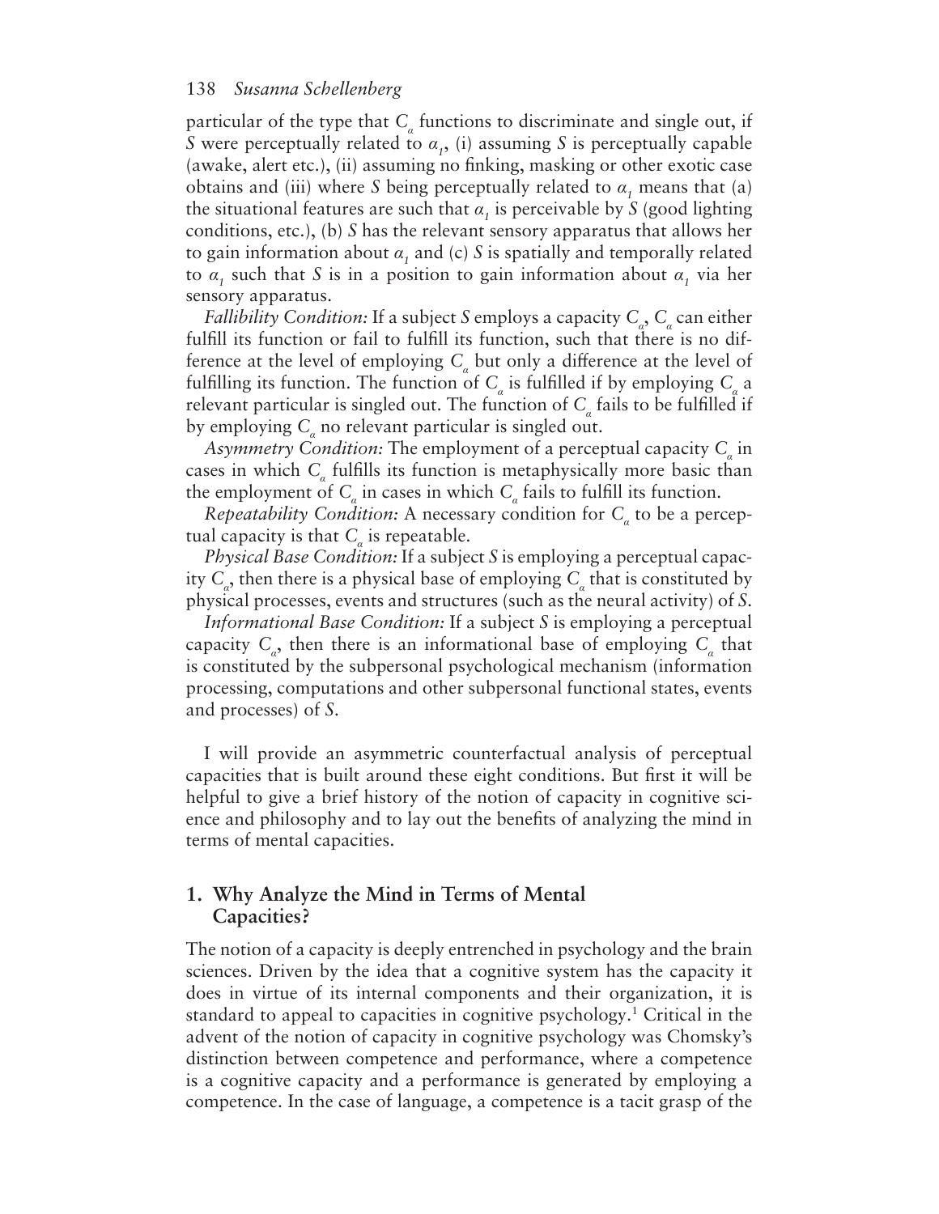particular of the type that $C_\alpha$ functions to discriminate and single out, if $S$ were perceptually related to $\alpha_1$, (i) assuming $S$ is perceptually capable (awake, alert etc.), (ii) assuming no finking, masking or other exotic case obtains and (iii) where $S$ being perceptually related to $\alpha_1$ means that (a) the situational features are such that $\alpha_1$ is perceivable by $S$ (good lighting conditions, etc.), (b) $S$ has the relevant sensory apparatus that allows her to gain information about $\alpha_1$ and (c) $S$ is spatially and temporally related to $\alpha_1$ such that $S$ is in a position to gain information about $\alpha_1$ via her sensory apparatus.

*Fallibility Condition:* If a subject $S$ employs a capacity $C_\alpha$, $C_\alpha$ can either fulfill its function or fail to fulfill its function, such that there is no difference at the level of employing $C_\alpha$ but only a difference at the level of fulfilling its function. The function of $C_\alpha$ is fulfilled if by employing $C_\alpha$ a relevant particular is singled out. The function of $C_\alpha$ fails to be fulfilled if by employing $C_\alpha$ no relevant particular is singled out.

*Asymmetry Condition:* The employment of a perceptual capacity $C_\alpha$ in cases in which $C_\alpha$ fulfills its function is metaphysically more basic than the employment of $C_\alpha$ in cases in which $C_\alpha$ fails to fulfill its function.

*Repeatability Condition:* A necessary condition for $C_\alpha$ to be a perceptual capacity is that $C_\alpha$ is repeatable.

*Physical Base Condition:* If a subject $S$ is employing a perceptual capacity $C_\alpha$, then there is a physical base of employing $C_\alpha$ that is constituted by physical processes, events and structures (such as the neural activity) of $S$.

*Informational Base Condition:* If a subject $S$ is employing a perceptual capacity $C_\alpha$, then there is an informational base of employing $C_\alpha$ that is constituted by the subpersonal psychological mechanism (information processing, computations and other subpersonal functional states, events and processes) of $S$.

I will provide an asymmetric counterfactual analysis of perceptual capacities that is built around these eight conditions. But first it will be helpful to give a brief history of the notion of capacity in cognitive science and philosophy and to lay out the benefits of analyzing the mind in terms of mental capacities.

## 1. Why Analyze the Mind in Terms of Mental Capacities?

The notion of a capacity is deeply entrenched in psychology and the brain sciences. Driven by the idea that a cognitive system has the capacity it does in virtue of its internal components and their organization, it is standard to appeal to capacities in cognitive psychology.[1] Critical in the advent of the notion of capacity in cognitive psychology was Chomsky's distinction between competence and performance, where a competence is a cognitive capacity and a performance is generated by employing a competence. In the case of language, a competence is a tacit grasp of the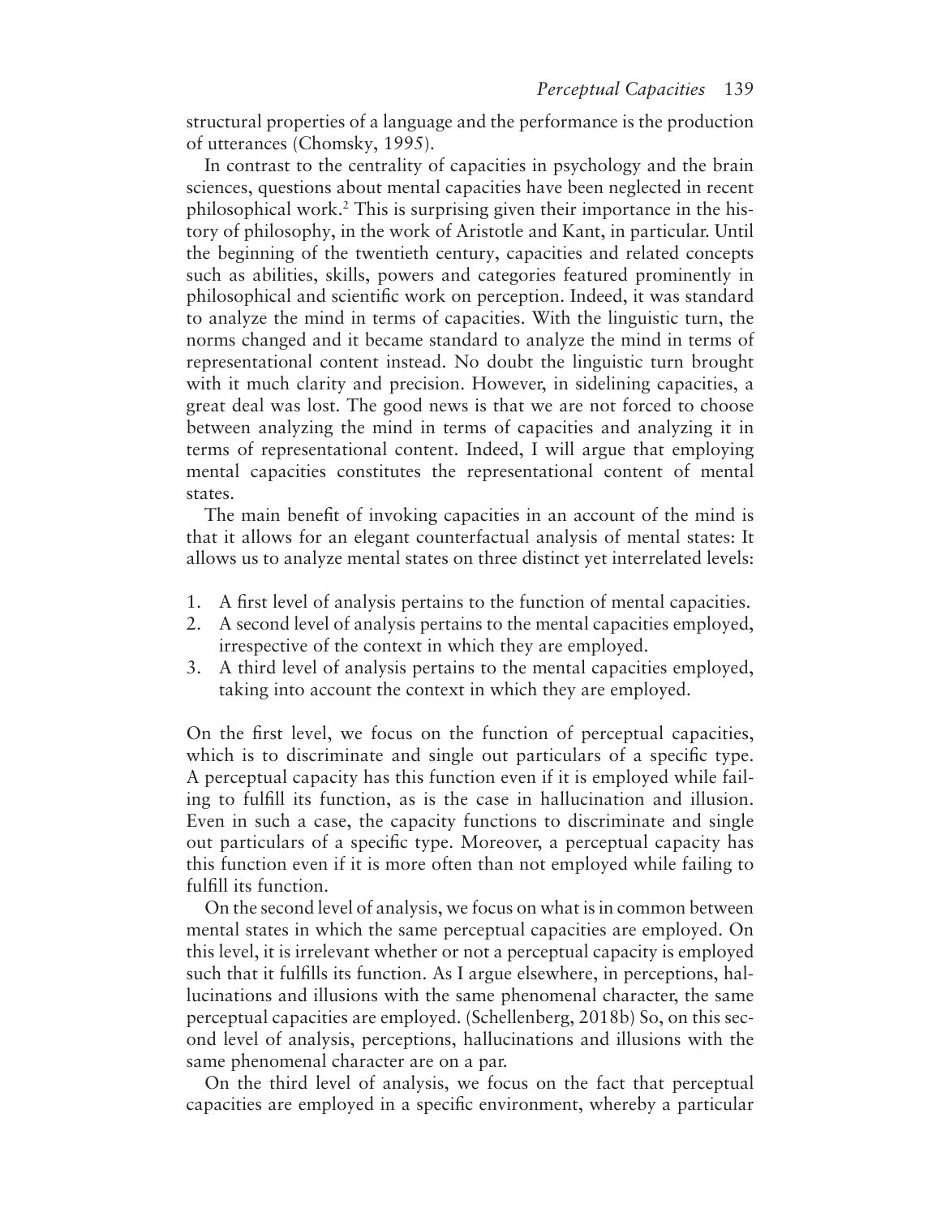structural properties of a language and the performance is the production of utterances (Chomsky, 1995).

In contrast to the centrality of capacities in psychology and the brain sciences, questions about mental capacities have been neglected in recent philosophical work.[2] This is surprising given their importance in the history of philosophy, in the work of Aristotle and Kant, in particular. Until the beginning of the twentieth century, capacities and related concepts such as abilities, skills, powers and categories featured prominently in philosophical and scientific work on perception. Indeed, it was standard to analyze the mind in terms of capacities. With the linguistic turn, the norms changed and it became standard to analyze the mind in terms of representational content instead. No doubt the linguistic turn brought with it much clarity and precision. However, in sidelining capacities, a great deal was lost. The good news is that we are not forced to choose between analyzing the mind in terms of capacities and analyzing it in terms of representational content. Indeed, I will argue that employing mental capacities constitutes the representational content of mental states.

The main benefit of invoking capacities in an account of the mind is that it allows for an elegant counterfactual analysis of mental states: It allows us to analyze mental states on three distinct yet interrelated levels:

1. A first level of analysis pertains to the function of mental capacities.
2. A second level of analysis pertains to the mental capacities employed, irrespective of the context in which they are employed.
3. A third level of analysis pertains to the mental capacities employed, taking into account the context in which they are employed.

On the first level, we focus on the function of perceptual capacities, which is to discriminate and single out particulars of a specific type. A perceptual capacity has this function even if it is employed while failing to fulfill its function, as is the case in hallucination and illusion. Even in such a case, the capacity functions to discriminate and single out particulars of a specific type. Moreover, a perceptual capacity has this function even if it is more often than not employed while failing to fulfill its function.

On the second level of analysis, we focus on what is in common between mental states in which the same perceptual capacities are employed. On this level, it is irrelevant whether or not a perceptual capacity is employed such that it fulfills its function. As I argue elsewhere, in perceptions, hallucinations and illusions with the same phenomenal character, the same perceptual capacities are employed. (Schellenberg, 2018b) So, on this second level of analysis, perceptions, hallucinations and illusions with the same phenomenal character are on a par.

On the third level of analysis, we focus on the fact that perceptual capacities are employed in a specific environment, whereby a particular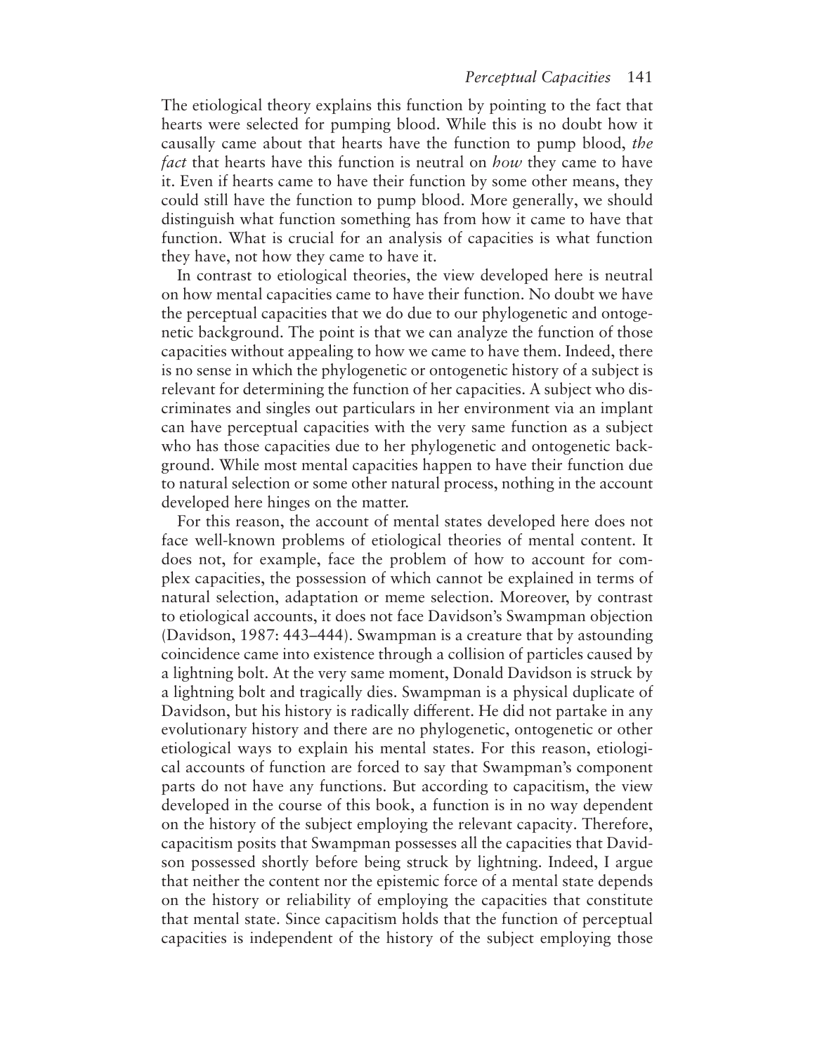The etiological theory explains this function by pointing to the fact that hearts were selected for pumping blood. While this is no doubt how it causally came about that hearts have the function to pump blood, *the fact* that hearts have this function is neutral on *how* they came to have it. Even if hearts came to have their function by some other means, they could still have the function to pump blood. More generally, we should distinguish what function something has from how it came to have that function. What is crucial for an analysis of capacities is what function they have, not how they came to have it.

In contrast to etiological theories, the view developed here is neutral on how mental capacities came to have their function. No doubt we have the perceptual capacities that we do due to our phylogenetic and ontogenetic background. The point is that we can analyze the function of those capacities without appealing to how we came to have them. Indeed, there is no sense in which the phylogenetic or ontogenetic history of a subject is relevant for determining the function of her capacities. A subject who discriminates and singles out particulars in her environment via an implant can have perceptual capacities with the very same function as a subject who has those capacities due to her phylogenetic and ontogenetic background. While most mental capacities happen to have their function due to natural selection or some other natural process, nothing in the account developed here hinges on the matter.

For this reason, the account of mental states developed here does not face well-known problems of etiological theories of mental content. It does not, for example, face the problem of how to account for complex capacities, the possession of which cannot be explained in terms of natural selection, adaptation or meme selection. Moreover, by contrast to etiological accounts, it does not face Davidson's Swampman objection (Davidson, 1987: 443–444). Swampman is a creature that by astounding coincidence came into existence through a collision of particles caused by a lightning bolt. At the very same moment, Donald Davidson is struck by a lightning bolt and tragically dies. Swampman is a physical duplicate of Davidson, but his history is radically different. He did not partake in any evolutionary history and there are no phylogenetic, ontogenetic or other etiological ways to explain his mental states. For this reason, etiological accounts of function are forced to say that Swampman's component parts do not have any functions. But according to capacitism, the view developed in the course of this book, a function is in no way dependent on the history of the subject employing the relevant capacity. Therefore, capacitism posits that Swampman possesses all the capacities that Davidson possessed shortly before being struck by lightning. Indeed, I argue that neither the content nor the epistemic force of a mental state depends on the history or reliability of employing the capacities that constitute that mental state. Since capacitism holds that the function of perceptual capacities is independent of the history of the subject employing those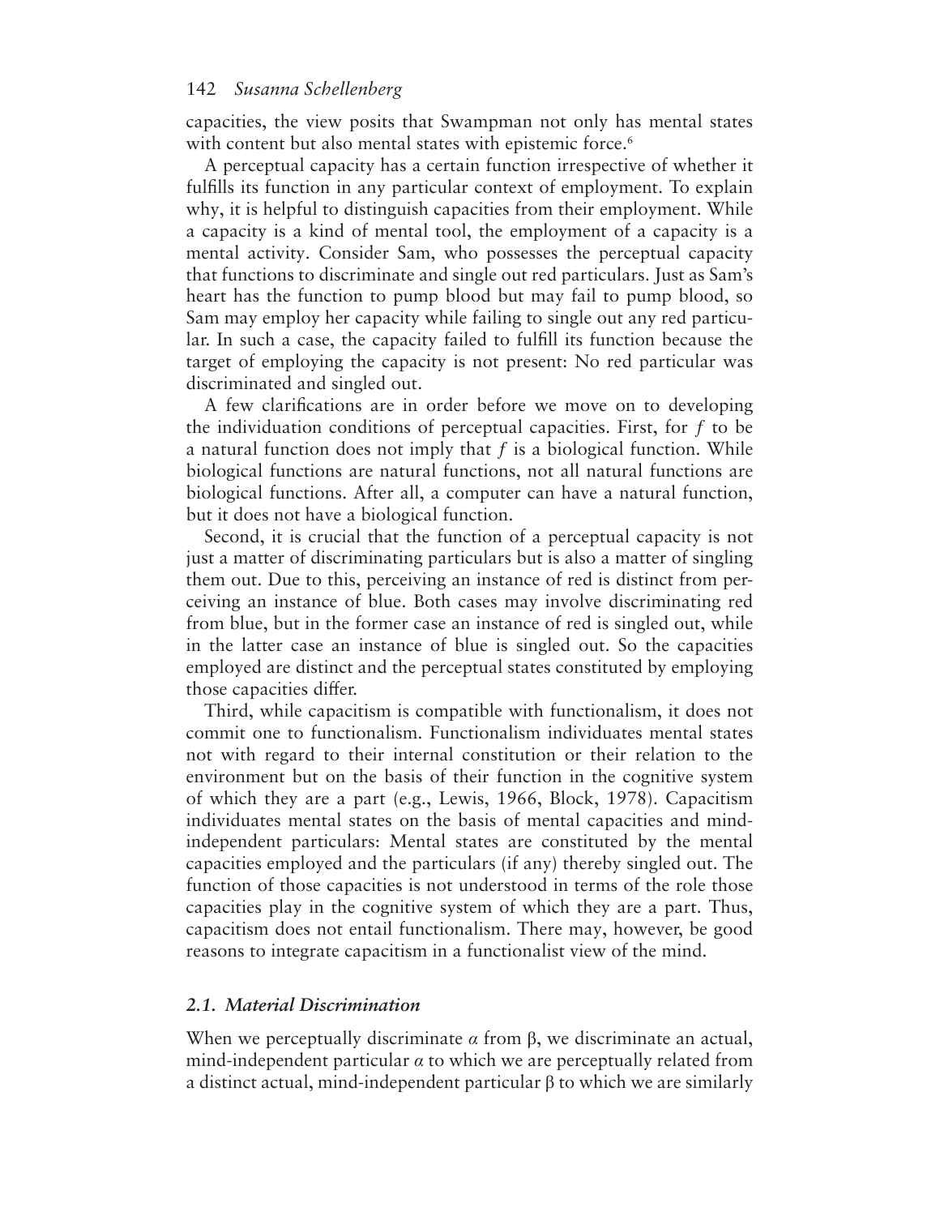capacities, the view posits that Swampman not only has mental states with content but also mental states with epistemic force.[6]

A perceptual capacity has a certain function irrespective of whether it fulfills its function in any particular context of employment. To explain why, it is helpful to distinguish capacities from their employment. While a capacity is a kind of mental tool, the employment of a capacity is a mental activity. Consider Sam, who possesses the perceptual capacity that functions to discriminate and single out red particulars. Just as Sam's heart has the function to pump blood but may fail to pump blood, so Sam may employ her capacity while failing to single out any red particular. In such a case, the capacity failed to fulfill its function because the target of employing the capacity is not present: No red particular was discriminated and singled out.

A few clarifications are in order before we move on to developing the individuation conditions of perceptual capacities. First, for $f$ to be a natural function does not imply that $f$ is a biological function. While biological functions are natural functions, not all natural functions are biological functions. After all, a computer can have a natural function, but it does not have a biological function.

Second, it is crucial that the function of a perceptual capacity is not just a matter of discriminating particulars but is also a matter of singling them out. Due to this, perceiving an instance of red is distinct from perceiving an instance of blue. Both cases may involve discriminating red from blue, but in the former case an instance of red is singled out, while in the latter case an instance of blue is singled out. So the capacities employed are distinct and the perceptual states constituted by employing those capacities differ.

Third, while capacitism is compatible with functionalism, it does not commit one to functionalism. Functionalism individuates mental states not with regard to their internal constitution or their relation to the environment but on the basis of their function in the cognitive system of which they are a part (e.g., Lewis, 1966, Block, 1978). Capacitism individuates mental states on the basis of mental capacities and mind-independent particulars: Mental states are constituted by the mental capacities employed and the particulars (if any) thereby singled out. The function of those capacities is not understood in terms of the role those capacities play in the cognitive system of which they are a part. Thus, capacitism does not entail functionalism. There may, however, be good reasons to integrate capacitism in a functionalist view of the mind.

### *2.1. Material Discrimination*

When we perceptually discriminate $\alpha$ from $\beta$, we discriminate an actual, mind-independent particular $\alpha$ to which we are perceptually related from a distinct actual, mind-independent particular $\beta$ to which we are similarly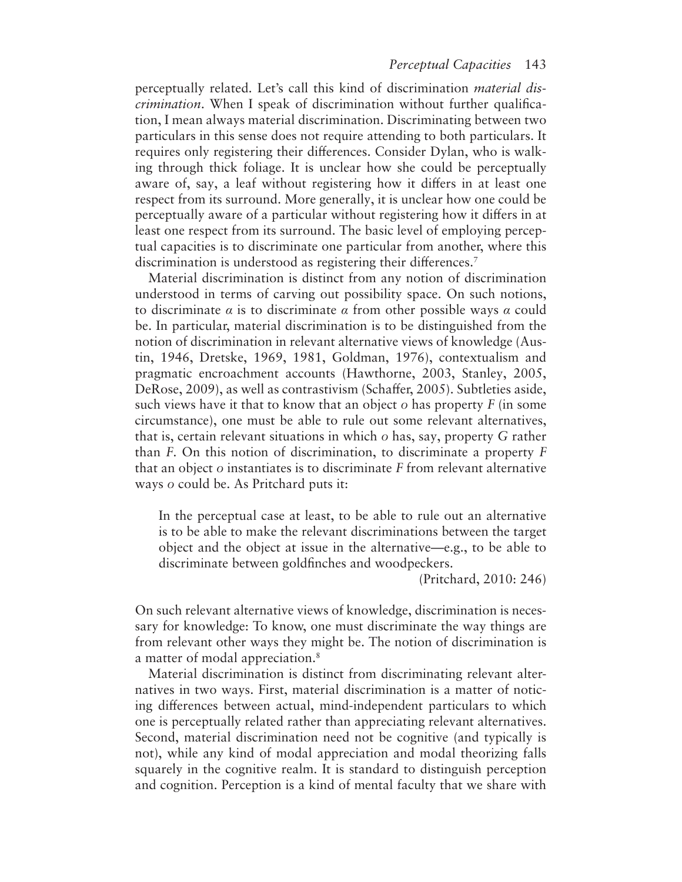perceptually related. Let's call this kind of discrimination *material discrimination*. When I speak of discrimination without further qualification, I mean always material discrimination. Discriminating between two particulars in this sense does not require attending to both particulars. It requires only registering their differences. Consider Dylan, who is walking through thick foliage. It is unclear how she could be perceptually aware of, say, a leaf without registering how it differs in at least one respect from its surround. More generally, it is unclear how one could be perceptually aware of a particular without registering how it differs in at least one respect from its surround. The basic level of employing perceptual capacities is to discriminate one particular from another, where this discrimination is understood as registering their differences.[7]

Material discrimination is distinct from any notion of discrimination understood in terms of carving out possibility space. On such notions, to discriminate $\alpha$ is to discriminate $\alpha$ from other possible ways $\alpha$ could be. In particular, material discrimination is to be distinguished from the notion of discrimination in relevant alternative views of knowledge (Austin, 1946, Dretske, 1969, 1981, Goldman, 1976), contextualism and pragmatic encroachment accounts (Hawthorne, 2003, Stanley, 2005, DeRose, 2009), as well as contrastivism (Schaffer, 2005). Subtleties aside, such views have it that to know that an object $o$ has property $F$ (in some circumstance), one must be able to rule out some relevant alternatives, that is, certain relevant situations in which $o$ has, say, property $G$ rather than $F$. On this notion of discrimination, to discriminate a property $F$ that an object $o$ instantiates is to discriminate $F$ from relevant alternative ways $o$ could be. As Pritchard puts it:

> In the perceptual case at least, to be able to rule out an alternative is to be able to make the relevant discriminations between the target object and the object at issue in the alternative—e.g., to be able to discriminate between goldfinches and woodpeckers.
>
> (Pritchard, 2010: 246)

On such relevant alternative views of knowledge, discrimination is necessary for knowledge: To know, one must discriminate the way things are from relevant other ways they might be. The notion of discrimination is a matter of modal appreciation.[8]

Material discrimination is distinct from discriminating relevant alternatives in two ways. First, material discrimination is a matter of noticing differences between actual, mind-independent particulars to which one is perceptually related rather than appreciating relevant alternatives. Second, material discrimination need not be cognitive (and typically is not), while any kind of modal appreciation and modal theorizing falls squarely in the cognitive realm. It is standard to distinguish perception and cognition. Perception is a kind of mental faculty that we share with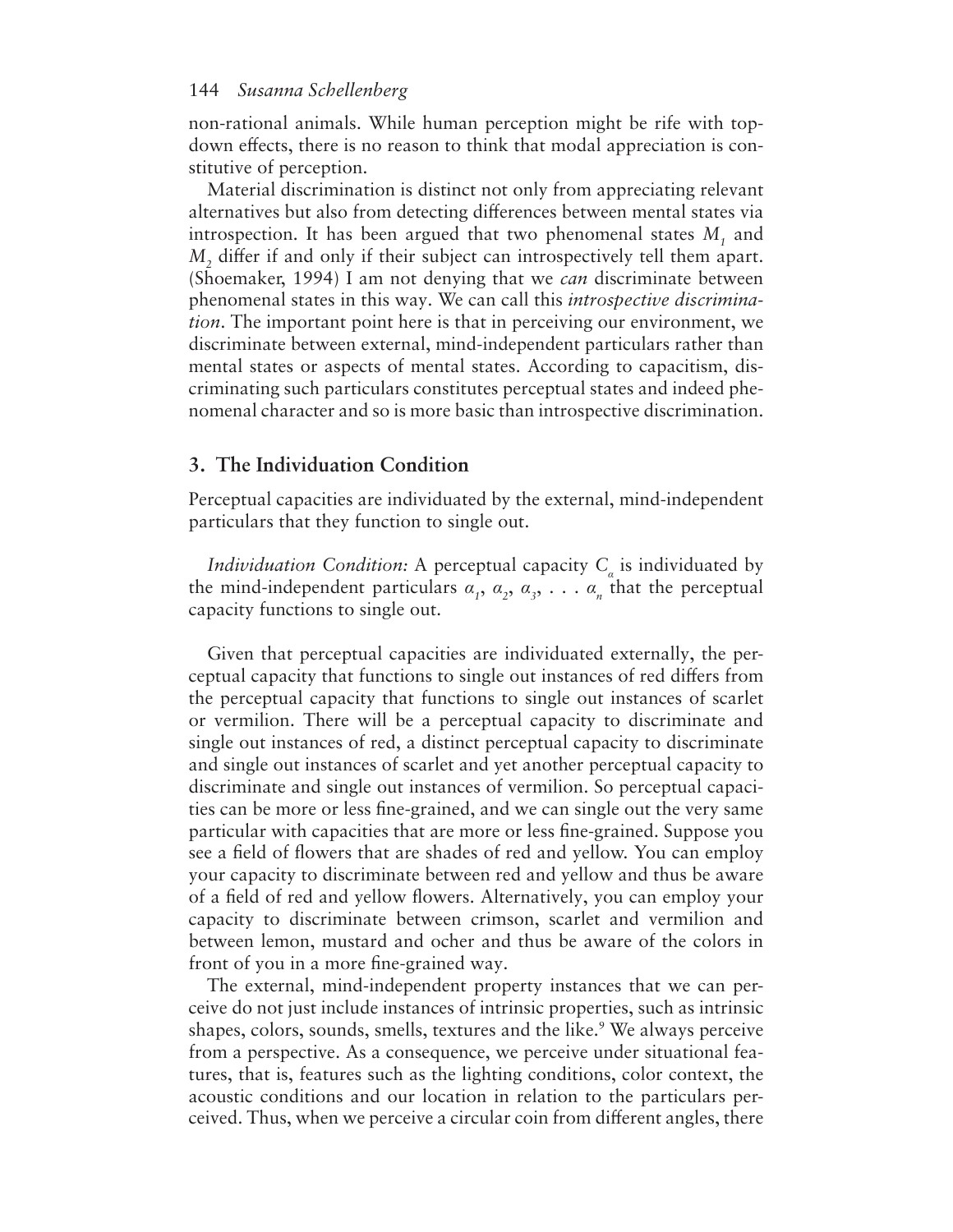non-rational animals. While human perception might be rife with top-down effects, there is no reason to think that modal appreciation is constitutive of perception.

Material discrimination is distinct not only from appreciating relevant alternatives but also from detecting differences between mental states via introspection. It has been argued that two phenomenal states $M_1$ and $M_2$ differ if and only if their subject can introspectively tell them apart. (Shoemaker, 1994) I am not denying that we *can* discriminate between phenomenal states in this way. We can call this *introspective discrimination*. The important point here is that in perceiving our environment, we discriminate between external, mind-independent particulars rather than mental states or aspects of mental states. According to capacitism, discriminating such particulars constitutes perceptual states and indeed phenomenal character and so is more basic than introspective discrimination.

## 3. The Individuation Condition

Perceptual capacities are individuated by the external, mind-independent particulars that they function to single out.

*Individuation Condition:* A perceptual capacity $C_\alpha$ is individuated by the mind-independent particulars $\alpha_1$, $\alpha_2$, $\alpha_3$, . . . $\alpha_n$ that the perceptual capacity functions to single out.

Given that perceptual capacities are individuated externally, the perceptual capacity that functions to single out instances of red differs from the perceptual capacity that functions to single out instances of scarlet or vermilion. There will be a perceptual capacity to discriminate and single out instances of red, a distinct perceptual capacity to discriminate and single out instances of scarlet and yet another perceptual capacity to discriminate and single out instances of vermilion. So perceptual capacities can be more or less fine-grained, and we can single out the very same particular with capacities that are more or less fine-grained. Suppose you see a field of flowers that are shades of red and yellow. You can employ your capacity to discriminate between red and yellow and thus be aware of a field of red and yellow flowers. Alternatively, you can employ your capacity to discriminate between crimson, scarlet and vermilion and between lemon, mustard and ocher and thus be aware of the colors in front of you in a more fine-grained way.

The external, mind-independent property instances that we can perceive do not just include instances of intrinsic properties, such as intrinsic shapes, colors, sounds, smells, textures and the like.[9] We always perceive from a perspective. As a consequence, we perceive under situational features, that is, features such as the lighting conditions, color context, the acoustic conditions and our location in relation to the particulars perceived. Thus, when we perceive a circular coin from different angles, there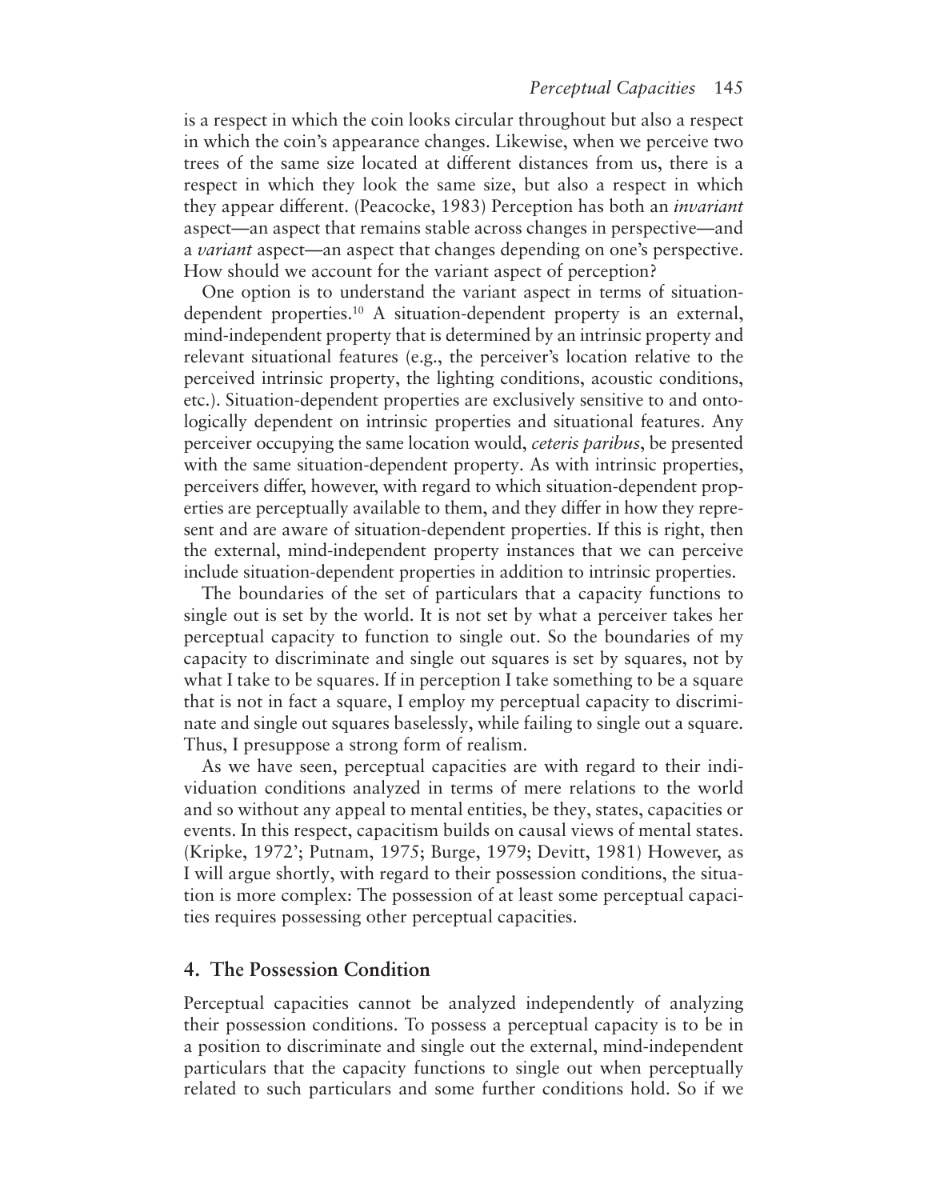is a respect in which the coin looks circular throughout but also a respect in which the coin's appearance changes. Likewise, when we perceive two trees of the same size located at different distances from us, there is a respect in which they look the same size, but also a respect in which they appear different. (Peacocke, 1983) Perception has both an *invariant* aspect—an aspect that remains stable across changes in perspective—and a *variant* aspect—an aspect that changes depending on one's perspective. How should we account for the variant aspect of perception?

One option is to understand the variant aspect in terms of situation-dependent properties.[10] A situation-dependent property is an external, mind-independent property that is determined by an intrinsic property and relevant situational features (e.g., the perceiver's location relative to the perceived intrinsic property, the lighting conditions, acoustic conditions, etc.). Situation-dependent properties are exclusively sensitive to and ontologically dependent on intrinsic properties and situational features. Any perceiver occupying the same location would, *ceteris paribus*, be presented with the same situation-dependent property. As with intrinsic properties, perceivers differ, however, with regard to which situation-dependent properties are perceptually available to them, and they differ in how they represent and are aware of situation-dependent properties. If this is right, then the external, mind-independent property instances that we can perceive include situation-dependent properties in addition to intrinsic properties.

The boundaries of the set of particulars that a capacity functions to single out is set by the world. It is not set by what a perceiver takes her perceptual capacity to function to single out. So the boundaries of my capacity to discriminate and single out squares is set by squares, not by what I take to be squares. If in perception I take something to be a square that is not in fact a square, I employ my perceptual capacity to discriminate and single out squares baselessly, while failing to single out a square. Thus, I presuppose a strong form of realism.

As we have seen, perceptual capacities are with regard to their individuation conditions analyzed in terms of mere relations to the world and so without any appeal to mental entities, be they, states, capacities or events. In this respect, capacitism builds on causal views of mental states. (Kripke, 1972'; Putnam, 1975; Burge, 1979; Devitt, 1981) However, as I will argue shortly, with regard to their possession conditions, the situation is more complex: The possession of at least some perceptual capacities requires possessing other perceptual capacities.

## 4. The Possession Condition

Perceptual capacities cannot be analyzed independently of analyzing their possession conditions. To possess a perceptual capacity is to be in a position to discriminate and single out the external, mind-independent particulars that the capacity functions to single out when perceptually related to such particulars and some further conditions hold. So if we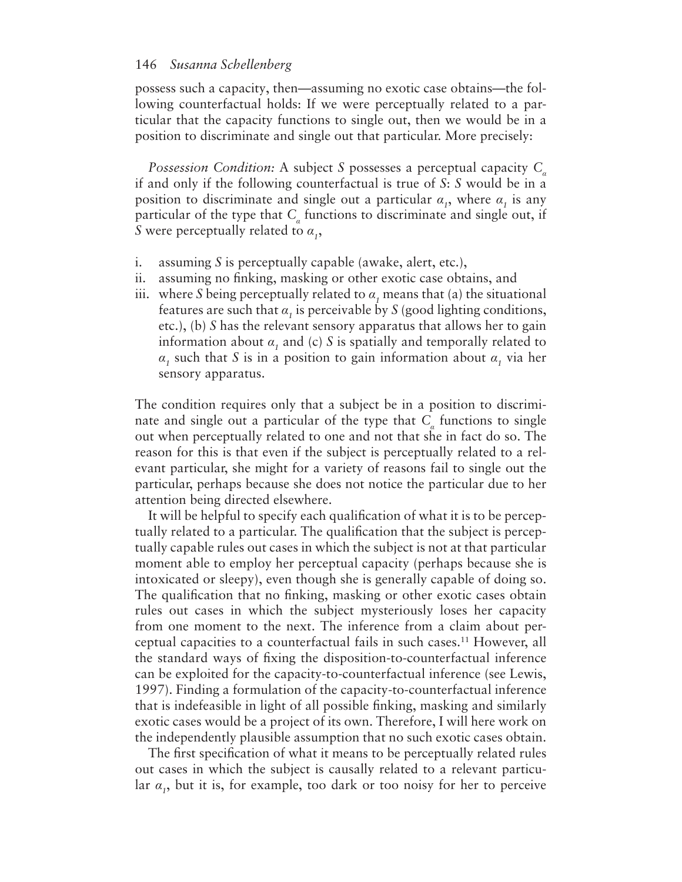possess such a capacity, then—assuming no exotic case obtains—the following counterfactual holds: If we were perceptually related to a particular that the capacity functions to single out, then we would be in a position to discriminate and single out that particular. More precisely:

*Possession Condition:* A subject *S* possesses a perceptual capacity $C_\alpha$ if and only if the following counterfactual is true of *S*: *S* would be in a position to discriminate and single out a particular $\alpha_1$, where $\alpha_1$ is any particular of the type that $C_\alpha$ functions to discriminate and single out, if *S* were perceptually related to $\alpha_1$,

i. assuming *S* is perceptually capable (awake, alert, etc.),
ii. assuming no finking, masking or other exotic case obtains, and
iii. where *S* being perceptually related to $\alpha_1$ means that (a) the situational features are such that $\alpha_1$ is perceivable by *S* (good lighting conditions, etc.), (b) *S* has the relevant sensory apparatus that allows her to gain information about $\alpha_1$ and (c) *S* is spatially and temporally related to $\alpha_1$ such that *S* is in a position to gain information about $\alpha_1$ via her sensory apparatus.

The condition requires only that a subject be in a position to discriminate and single out a particular of the type that $C_\alpha$ functions to single out when perceptually related to one and not that she in fact do so. The reason for this is that even if the subject is perceptually related to a relevant particular, she might for a variety of reasons fail to single out the particular, perhaps because she does not notice the particular due to her attention being directed elsewhere.

It will be helpful to specify each qualification of what it is to be perceptually related to a particular. The qualification that the subject is perceptually capable rules out cases in which the subject is not at that particular moment able to employ her perceptual capacity (perhaps because she is intoxicated or sleepy), even though she is generally capable of doing so. The qualification that no finking, masking or other exotic cases obtain rules out cases in which the subject mysteriously loses her capacity from one moment to the next. The inference from a claim about perceptual capacities to a counterfactual fails in such cases.[11] However, all the standard ways of fixing the disposition-to-counterfactual inference can be exploited for the capacity-to-counterfactual inference (see Lewis, 1997). Finding a formulation of the capacity-to-counterfactual inference that is indefeasible in light of all possible finking, masking and similarly exotic cases would be a project of its own. Therefore, I will here work on the independently plausible assumption that no such exotic cases obtain.

The first specification of what it means to be perceptually related rules out cases in which the subject is causally related to a relevant particular $\alpha_1$, but it is, for example, too dark or too noisy for her to perceive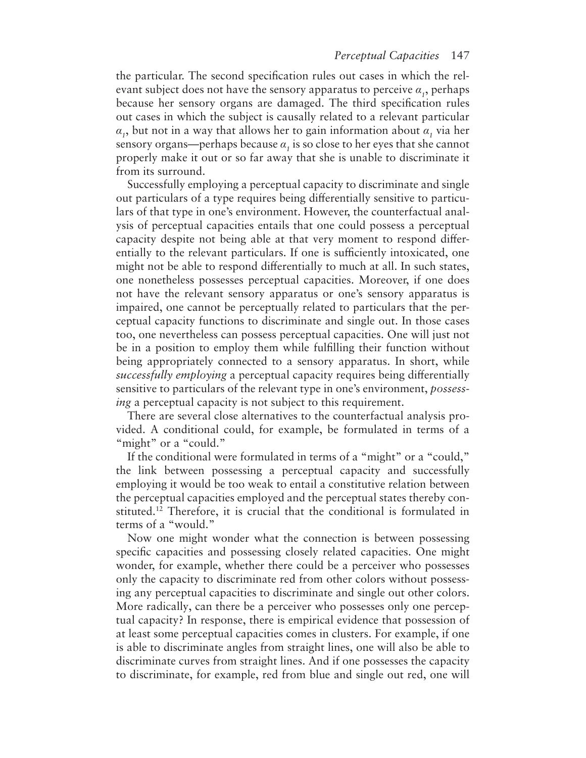the particular. The second specification rules out cases in which the relevant subject does not have the sensory apparatus to perceive $\alpha_1$, perhaps because her sensory organs are damaged. The third specification rules out cases in which the subject is causally related to a relevant particular $\alpha_1$, but not in a way that allows her to gain information about $\alpha_1$ via her sensory organs—perhaps because $\alpha_1$ is so close to her eyes that she cannot properly make it out or so far away that she is unable to discriminate it from its surround.

Successfully employing a perceptual capacity to discriminate and single out particulars of a type requires being differentially sensitive to particulars of that type in one's environment. However, the counterfactual analysis of perceptual capacities entails that one could possess a perceptual capacity despite not being able at that very moment to respond differentially to the relevant particulars. If one is sufficiently intoxicated, one might not be able to respond differentially to much at all. In such states, one nonetheless possesses perceptual capacities. Moreover, if one does not have the relevant sensory apparatus or one's sensory apparatus is impaired, one cannot be perceptually related to particulars that the perceptual capacity functions to discriminate and single out. In those cases too, one nevertheless can possess perceptual capacities. One will just not be in a position to employ them while fulfilling their function without being appropriately connected to a sensory apparatus. In short, while *successfully employing* a perceptual capacity requires being differentially sensitive to particulars of the relevant type in one's environment, *possessing* a perceptual capacity is not subject to this requirement.

There are several close alternatives to the counterfactual analysis provided. A conditional could, for example, be formulated in terms of a "might" or a "could."

If the conditional were formulated in terms of a "might" or a "could," the link between possessing a perceptual capacity and successfully employing it would be too weak to entail a constitutive relation between the perceptual capacities employed and the perceptual states thereby constituted.[12] Therefore, it is crucial that the conditional is formulated in terms of a "would."

Now one might wonder what the connection is between possessing specific capacities and possessing closely related capacities. One might wonder, for example, whether there could be a perceiver who possesses only the capacity to discriminate red from other colors without possessing any perceptual capacities to discriminate and single out other colors. More radically, can there be a perceiver who possesses only one perceptual capacity? In response, there is empirical evidence that possession of at least some perceptual capacities comes in clusters. For example, if one is able to discriminate angles from straight lines, one will also be able to discriminate curves from straight lines. And if one possesses the capacity to discriminate, for example, red from blue and single out red, one will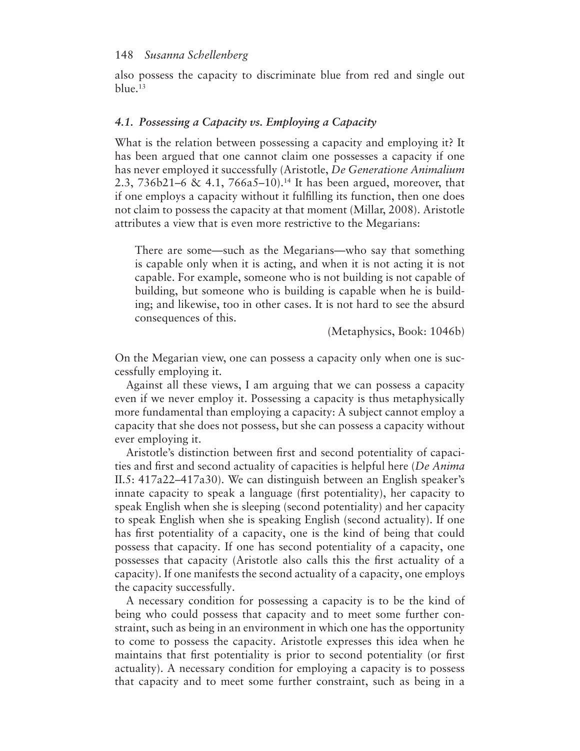also possess the capacity to discriminate blue from red and single out blue.[13]

### *4.1. Possessing a Capacity vs. Employing a Capacity*

What is the relation between possessing a capacity and employing it? It has been argued that one cannot claim one possesses a capacity if one has never employed it successfully (Aristotle, *De Generatione Animalium* 2.3, 736b21–6 & 4.1, 766a5–10).[14] It has been argued, moreover, that if one employs a capacity without it fulfilling its function, then one does not claim to possess the capacity at that moment (Millar, 2008). Aristotle attributes a view that is even more restrictive to the Megarians:

> There are some—such as the Megarians—who say that something is capable only when it is acting, and when it is not acting it is not capable. For example, someone who is not building is not capable of building, but someone who is building is capable when he is building; and likewise, too in other cases. It is not hard to see the absurd consequences of this.
>
> (Metaphysics, Book: 1046b)

On the Megarian view, one can possess a capacity only when one is successfully employing it.

Against all these views, I am arguing that we can possess a capacity even if we never employ it. Possessing a capacity is thus metaphysically more fundamental than employing a capacity: A subject cannot employ a capacity that she does not possess, but she can possess a capacity without ever employing it.

Aristotle's distinction between first and second potentiality of capacities and first and second actuality of capacities is helpful here (*De Anima* II.5: 417a22–417a30). We can distinguish between an English speaker's innate capacity to speak a language (first potentiality), her capacity to speak English when she is sleeping (second potentiality) and her capacity to speak English when she is speaking English (second actuality). If one has first potentiality of a capacity, one is the kind of being that could possess that capacity. If one has second potentiality of a capacity, one possesses that capacity (Aristotle also calls this the first actuality of a capacity). If one manifests the second actuality of a capacity, one employs the capacity successfully.

A necessary condition for possessing a capacity is to be the kind of being who could possess that capacity and to meet some further constraint, such as being in an environment in which one has the opportunity to come to possess the capacity. Aristotle expresses this idea when he maintains that first potentiality is prior to second potentiality (or first actuality). A necessary condition for employing a capacity is to possess that capacity and to meet some further constraint, such as being in a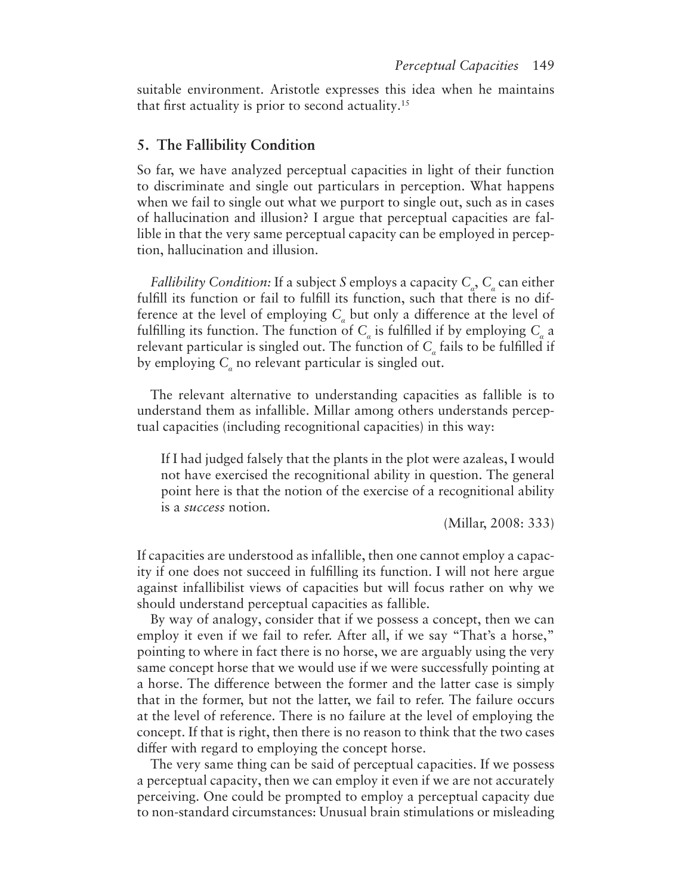suitable environment. Aristotle expresses this idea when he maintains that first actuality is prior to second actuality.[15]

## 5. The Fallibility Condition

So far, we have analyzed perceptual capacities in light of their function to discriminate and single out particulars in perception. What happens when we fail to single out what we purport to single out, such as in cases of hallucination and illusion? I argue that perceptual capacities are fallible in that the very same perceptual capacity can be employed in perception, hallucination and illusion.

*Fallibility Condition:* If a subject *S* employs a capacity $C_\alpha$, $C_\alpha$ can either fulfill its function or fail to fulfill its function, such that there is no difference at the level of employing $C_\alpha$ but only a difference at the level of fulfilling its function. The function of $C_\alpha$ is fulfilled if by employing $C_\alpha$ a relevant particular is singled out. The function of $C_\alpha$ fails to be fulfilled if by employing $C_\alpha$ no relevant particular is singled out.

The relevant alternative to understanding capacities as fallible is to understand them as infallible. Millar among others understands perceptual capacities (including recognitional capacities) in this way:

> If I had judged falsely that the plants in the plot were azaleas, I would not have exercised the recognitional ability in question. The general point here is that the notion of the exercise of a recognitional ability is a *success* notion.
>
> (Millar, 2008: 333)

If capacities are understood as infallible, then one cannot employ a capacity if one does not succeed in fulfilling its function. I will not here argue against infallibilist views of capacities but will focus rather on why we should understand perceptual capacities as fallible.

By way of analogy, consider that if we possess a concept, then we can employ it even if we fail to refer. After all, if we say "That's a horse," pointing to where in fact there is no horse, we are arguably using the very same concept horse that we would use if we were successfully pointing at a horse. The difference between the former and the latter case is simply that in the former, but not the latter, we fail to refer. The failure occurs at the level of reference. There is no failure at the level of employing the concept. If that is right, then there is no reason to think that the two cases differ with regard to employing the concept horse.

The very same thing can be said of perceptual capacities. If we possess a perceptual capacity, then we can employ it even if we are not accurately perceiving. One could be prompted to employ a perceptual capacity due to non-standard circumstances: Unusual brain stimulations or misleading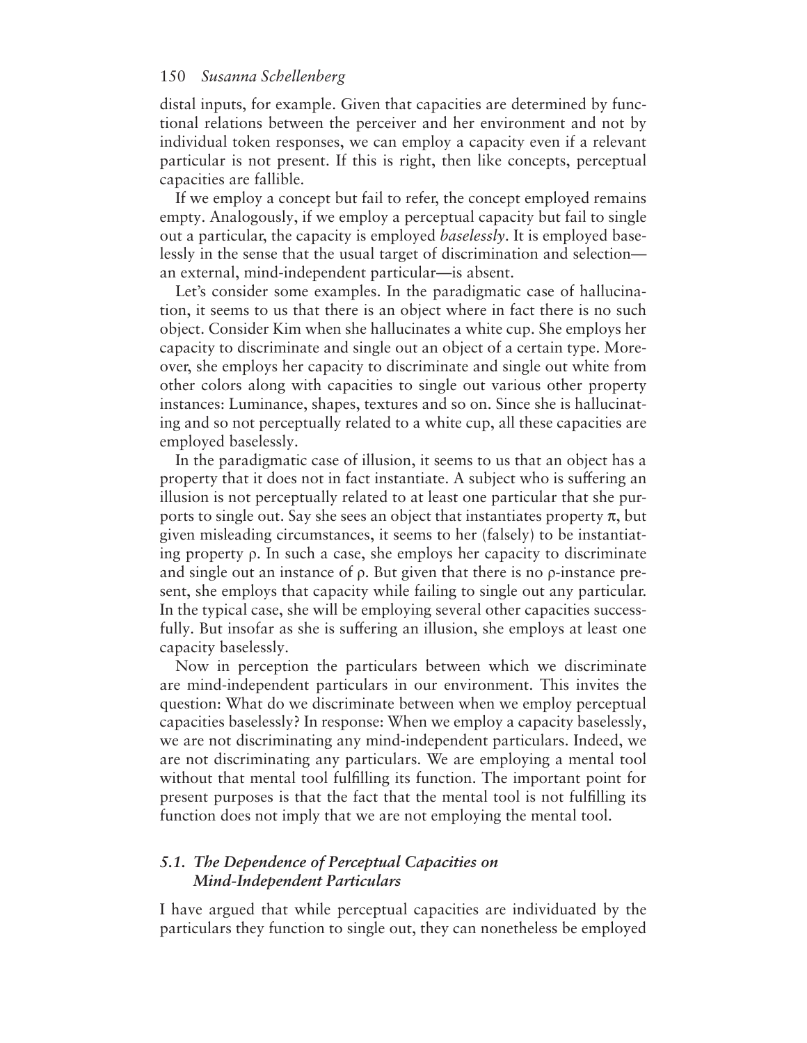distal inputs, for example. Given that capacities are determined by functional relations between the perceiver and her environment and not by individual token responses, we can employ a capacity even if a relevant particular is not present. If this is right, then like concepts, perceptual capacities are fallible.

If we employ a concept but fail to refer, the concept employed remains empty. Analogously, if we employ a perceptual capacity but fail to single out a particular, the capacity is employed *baselessly*. It is employed baselessly in the sense that the usual target of discrimination and selection—an external, mind-independent particular—is absent.

Let's consider some examples. In the paradigmatic case of hallucination, it seems to us that there is an object where in fact there is no such object. Consider Kim when she hallucinates a white cup. She employs her capacity to discriminate and single out an object of a certain type. Moreover, she employs her capacity to discriminate and single out white from other colors along with capacities to single out various other property instances: Luminance, shapes, textures and so on. Since she is hallucinating and so not perceptually related to a white cup, all these capacities are employed baselessly.

In the paradigmatic case of illusion, it seems to us that an object has a property that it does not in fact instantiate. A subject who is suffering an illusion is not perceptually related to at least one particular that she purports to single out. Say she sees an object that instantiates property $\pi$, but given misleading circumstances, it seems to her (falsely) to be instantiating property $\rho$. In such a case, she employs her capacity to discriminate and single out an instance of $\rho$. But given that there is no $\rho$-instance present, she employs that capacity while failing to single out any particular. In the typical case, she will be employing several other capacities successfully. But insofar as she is suffering an illusion, she employs at least one capacity baselessly.

Now in perception the particulars between which we discriminate are mind-independent particulars in our environment. This invites the question: What do we discriminate between when we employ perceptual capacities baselessly? In response: When we employ a capacity baselessly, we are not discriminating any mind-independent particulars. Indeed, we are not discriminating any particulars. We are employing a mental tool without that mental tool fulfilling its function. The important point for present purposes is that the fact that the mental tool is not fulfilling its function does not imply that we are not employing the mental tool.

### *5.1. The Dependence of Perceptual Capacities on Mind-Independent Particulars*

I have argued that while perceptual capacities are individuated by the particulars they function to single out, they can nonetheless be employed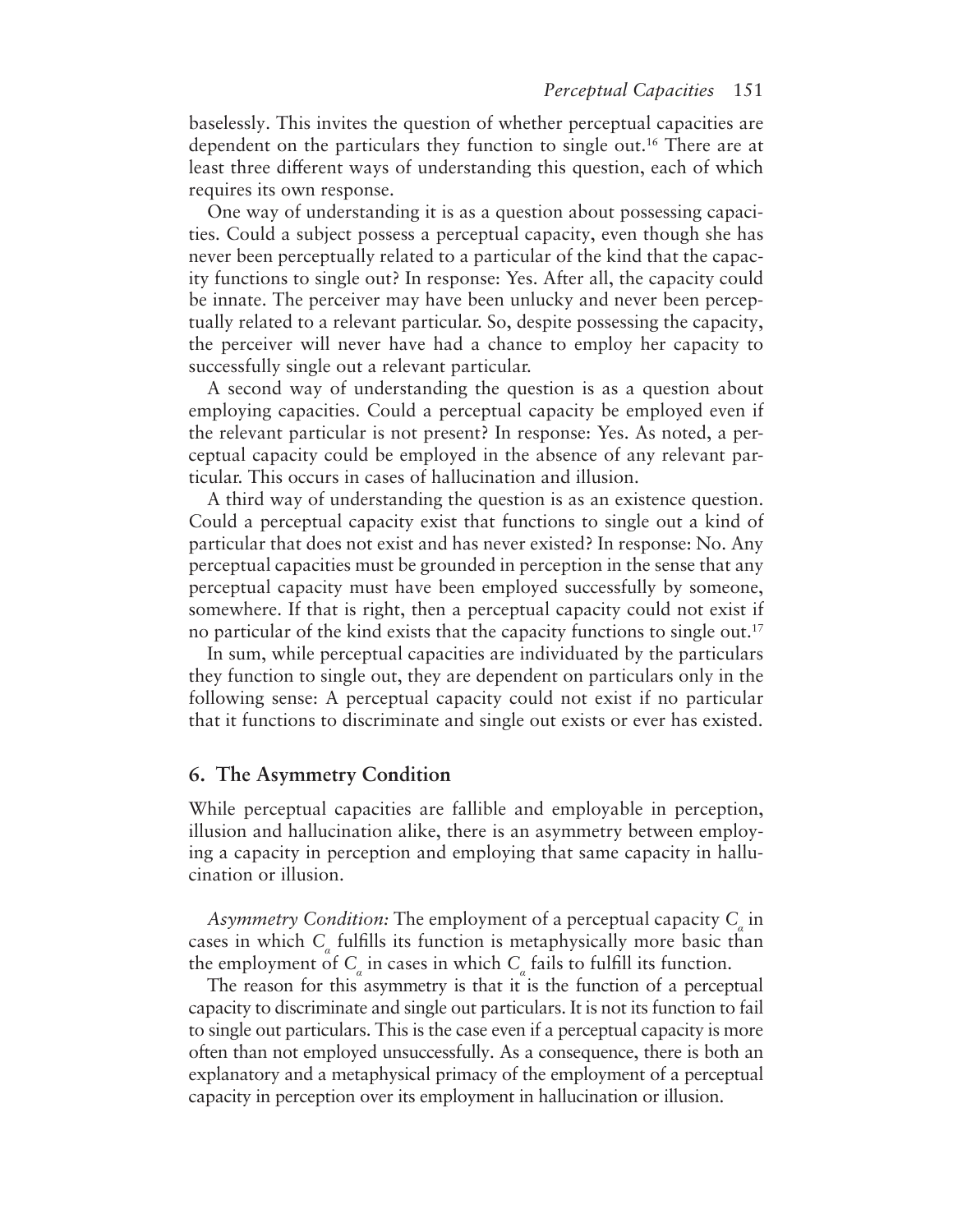baselessly. This invites the question of whether perceptual capacities are dependent on the particulars they function to single out.[16] There are at least three different ways of understanding this question, each of which requires its own response.

One way of understanding it is as a question about possessing capacities. Could a subject possess a perceptual capacity, even though she has never been perceptually related to a particular of the kind that the capacity functions to single out? In response: Yes. After all, the capacity could be innate. The perceiver may have been unlucky and never been perceptually related to a relevant particular. So, despite possessing the capacity, the perceiver will never have had a chance to employ her capacity to successfully single out a relevant particular.

A second way of understanding the question is as a question about employing capacities. Could a perceptual capacity be employed even if the relevant particular is not present? In response: Yes. As noted, a perceptual capacity could be employed in the absence of any relevant particular. This occurs in cases of hallucination and illusion.

A third way of understanding the question is as an existence question. Could a perceptual capacity exist that functions to single out a kind of particular that does not exist and has never existed? In response: No. Any perceptual capacities must be grounded in perception in the sense that any perceptual capacity must have been employed successfully by someone, somewhere. If that is right, then a perceptual capacity could not exist if no particular of the kind exists that the capacity functions to single out.[17]

In sum, while perceptual capacities are individuated by the particulars they function to single out, they are dependent on particulars only in the following sense: A perceptual capacity could not exist if no particular that it functions to discriminate and single out exists or ever has existed.

## 6. The Asymmetry Condition

While perceptual capacities are fallible and employable in perception, illusion and hallucination alike, there is an asymmetry between employing a capacity in perception and employing that same capacity in hallucination or illusion.

*Asymmetry Condition:* The employment of a perceptual capacity $C_\alpha$ in cases in which $C_\alpha$ fulfills its function is metaphysically more basic than the employment of $C_\alpha$ in cases in which $C_\alpha$ fails to fulfill its function.

The reason for this asymmetry is that it is the function of a perceptual capacity to discriminate and single out particulars. It is not its function to fail to single out particulars. This is the case even if a perceptual capacity is more often than not employed unsuccessfully. As a consequence, there is both an explanatory and a metaphysical primacy of the employment of a perceptual capacity in perception over its employment in hallucination or illusion.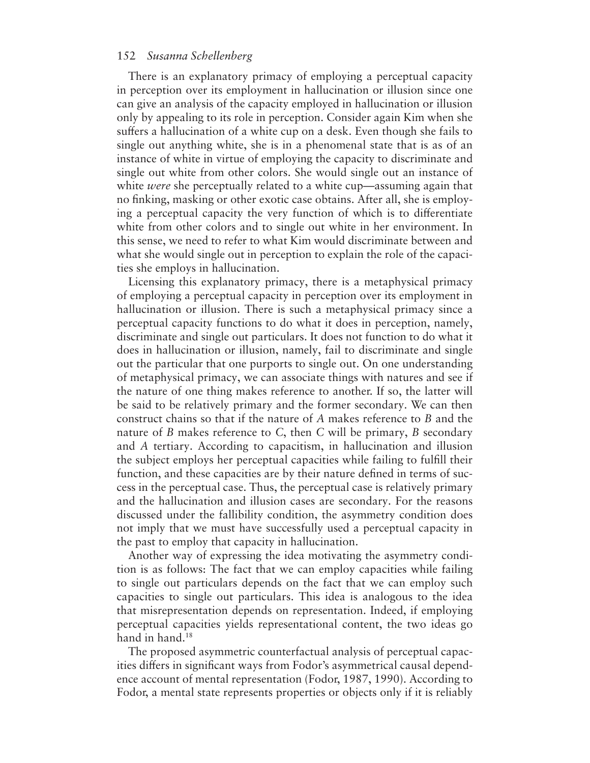There is an explanatory primacy of employing a perceptual capacity in perception over its employment in hallucination or illusion since one can give an analysis of the capacity employed in hallucination or illusion only by appealing to its role in perception. Consider again Kim when she suffers a hallucination of a white cup on a desk. Even though she fails to single out anything white, she is in a phenomenal state that is as of an instance of white in virtue of employing the capacity to discriminate and single out white from other colors. She would single out an instance of white *were* she perceptually related to a white cup—assuming again that no finking, masking or other exotic case obtains. After all, she is employing a perceptual capacity the very function of which is to differentiate white from other colors and to single out white in her environment. In this sense, we need to refer to what Kim would discriminate between and what she would single out in perception to explain the role of the capacities she employs in hallucination.

Licensing this explanatory primacy, there is a metaphysical primacy of employing a perceptual capacity in perception over its employment in hallucination or illusion. There is such a metaphysical primacy since a perceptual capacity functions to do what it does in perception, namely, discriminate and single out particulars. It does not function to do what it does in hallucination or illusion, namely, fail to discriminate and single out the particular that one purports to single out. On one understanding of metaphysical primacy, we can associate things with natures and see if the nature of one thing makes reference to another. If so, the latter will be said to be relatively primary and the former secondary. We can then construct chains so that if the nature of *A* makes reference to *B* and the nature of *B* makes reference to *C*, then *C* will be primary, *B* secondary and *A* tertiary. According to capacitism, in hallucination and illusion the subject employs her perceptual capacities while failing to fulfill their function, and these capacities are by their nature defined in terms of success in the perceptual case. Thus, the perceptual case is relatively primary and the hallucination and illusion cases are secondary. For the reasons discussed under the fallibility condition, the asymmetry condition does not imply that we must have successfully used a perceptual capacity in the past to employ that capacity in hallucination.

Another way of expressing the idea motivating the asymmetry condition is as follows: The fact that we can employ capacities while failing to single out particulars depends on the fact that we can employ such capacities to single out particulars. This idea is analogous to the idea that misrepresentation depends on representation. Indeed, if employing perceptual capacities yields representational content, the two ideas go hand in hand.[18]

The proposed asymmetric counterfactual analysis of perceptual capacities differs in significant ways from Fodor's asymmetrical causal dependence account of mental representation (Fodor, 1987, 1990). According to Fodor, a mental state represents properties or objects only if it is reliably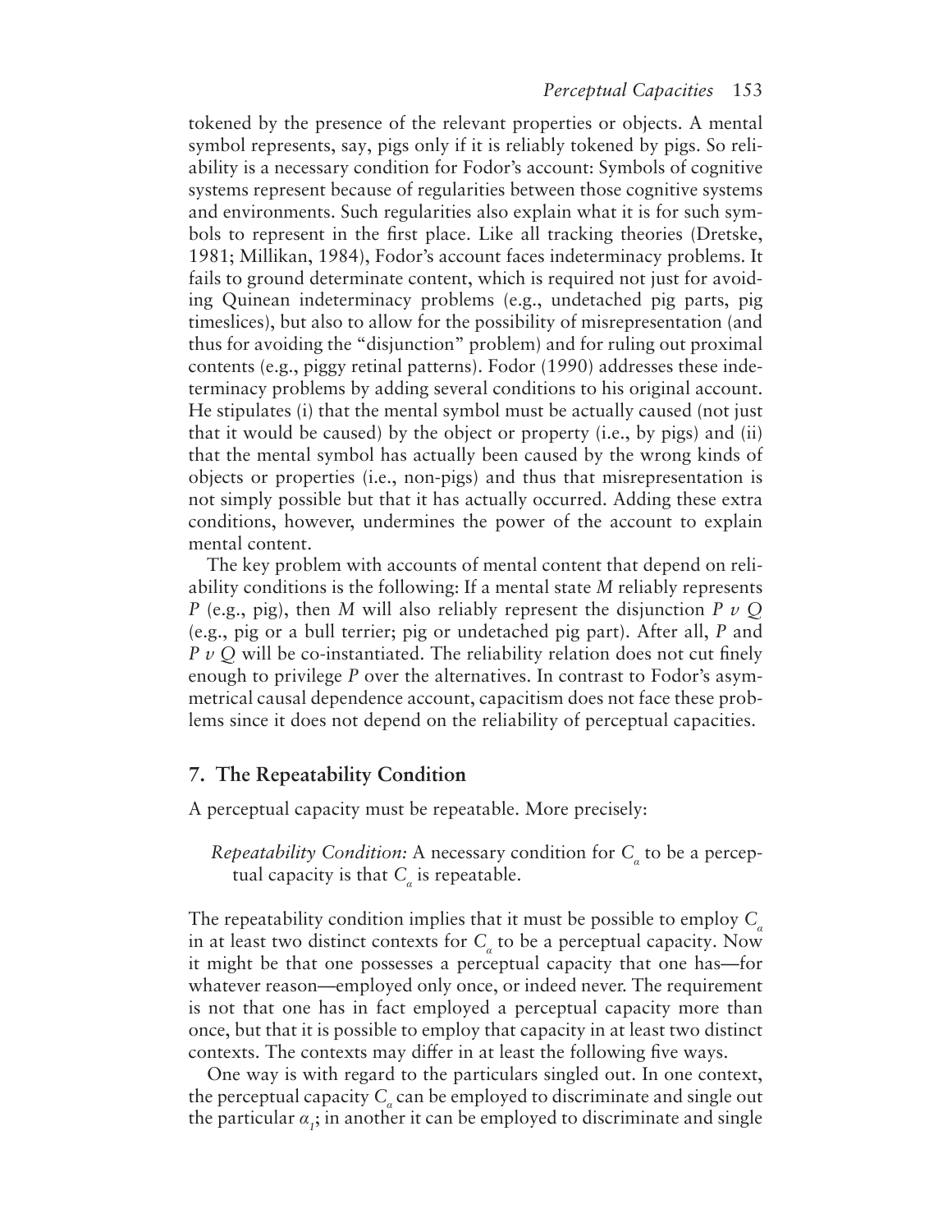tokened by the presence of the relevant properties or objects. A mental symbol represents, say, pigs only if it is reliably tokened by pigs. So reliability is a necessary condition for Fodor's account: Symbols of cognitive systems represent because of regularities between those cognitive systems and environments. Such regularities also explain what it is for such symbols to represent in the first place. Like all tracking theories (Dretske, 1981; Millikan, 1984), Fodor's account faces indeterminacy problems. It fails to ground determinate content, which is required not just for avoiding Quinean indeterminacy problems (e.g., undetached pig parts, pig timeslices), but also to allow for the possibility of misrepresentation (and thus for avoiding the "disjunction" problem) and for ruling out proximal contents (e.g., piggy retinal patterns). Fodor (1990) addresses these indeterminacy problems by adding several conditions to his original account. He stipulates (i) that the mental symbol must be actually caused (not just that it would be caused) by the object or property (i.e., by pigs) and (ii) that the mental symbol has actually been caused by the wrong kinds of objects or properties (i.e., non-pigs) and thus that misrepresentation is not simply possible but that it has actually occurred. Adding these extra conditions, however, undermines the power of the account to explain mental content.

The key problem with accounts of mental content that depend on reliability conditions is the following: If a mental state *M* reliably represents *P* (e.g., pig), then *M* will also reliably represent the disjunction *P v Q* (e.g., pig or a bull terrier; pig or undetached pig part). After all, *P* and *P v Q* will be co-instantiated. The reliability relation does not cut finely enough to privilege *P* over the alternatives. In contrast to Fodor's asymmetrical causal dependence account, capacitism does not face these problems since it does not depend on the reliability of perceptual capacities.

## 7. The Repeatability Condition

A perceptual capacity must be repeatable. More precisely:

> *Repeatability Condition:* A necessary condition for $C_\alpha$ to be a perceptual capacity is that $C_\alpha$ is repeatable.

The repeatability condition implies that it must be possible to employ $C_\alpha$ in at least two distinct contexts for $C_\alpha$ to be a perceptual capacity. Now it might be that one possesses a perceptual capacity that one has—for whatever reason—employed only once, or indeed never. The requirement is not that one has in fact employed a perceptual capacity more than once, but that it is possible to employ that capacity in at least two distinct contexts. The contexts may differ in at least the following five ways.

One way is with regard to the particulars singled out. In one context, the perceptual capacity $C_\alpha$ can be employed to discriminate and single out the particular $\alpha_1$; in another it can be employed to discriminate and single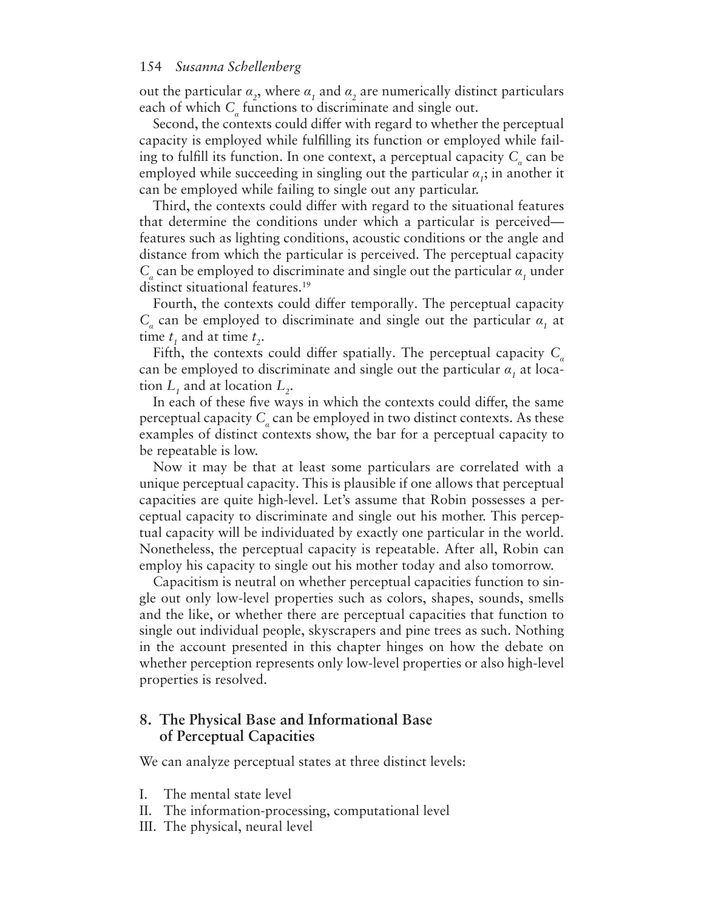out the particular $\alpha_2$, where $\alpha_1$ and $\alpha_2$ are numerically distinct particulars each of which $C_\alpha$ functions to discriminate and single out.

Second, the contexts could differ with regard to whether the perceptual capacity is employed while fulfilling its function or employed while failing to fulfill its function. In one context, a perceptual capacity $C_\alpha$ can be employed while succeeding in singling out the particular $\alpha_1$; in another it can be employed while failing to single out any particular.

Third, the contexts could differ with regard to the situational features that determine the conditions under which a particular is perceived—features such as lighting conditions, acoustic conditions or the angle and distance from which the particular is perceived. The perceptual capacity $C_\alpha$ can be employed to discriminate and single out the particular $\alpha_1$ under distinct situational features.[19]

Fourth, the contexts could differ temporally. The perceptual capacity $C_\alpha$ can be employed to discriminate and single out the particular $\alpha_1$ at time $t_1$ and at time $t_2$.

Fifth, the contexts could differ spatially. The perceptual capacity $C_\alpha$ can be employed to discriminate and single out the particular $\alpha_1$ at location $L_1$ and at location $L_2$.

In each of these five ways in which the contexts could differ, the same perceptual capacity $C_\alpha$ can be employed in two distinct contexts. As these examples of distinct contexts show, the bar for a perceptual capacity to be repeatable is low.

Now it may be that at least some particulars are correlated with a unique perceptual capacity. This is plausible if one allows that perceptual capacities are quite high-level. Let's assume that Robin possesses a perceptual capacity to discriminate and single out his mother. This perceptual capacity will be individuated by exactly one particular in the world. Nonetheless, the perceptual capacity is repeatable. After all, Robin can employ his capacity to single out his mother today and also tomorrow.

Capacitism is neutral on whether perceptual capacities function to single out only low-level properties such as colors, shapes, sounds, smells and the like, or whether there are perceptual capacities that function to single out individual people, skyscrapers and pine trees as such. Nothing in the account presented in this chapter hinges on how the debate on whether perception represents only low-level properties or also high-level properties is resolved.

## 8. The Physical Base and Informational Base of Perceptual Capacities

We can analyze perceptual states at three distinct levels:

I. The mental state level
II. The information-processing, computational level
III. The physical, neural level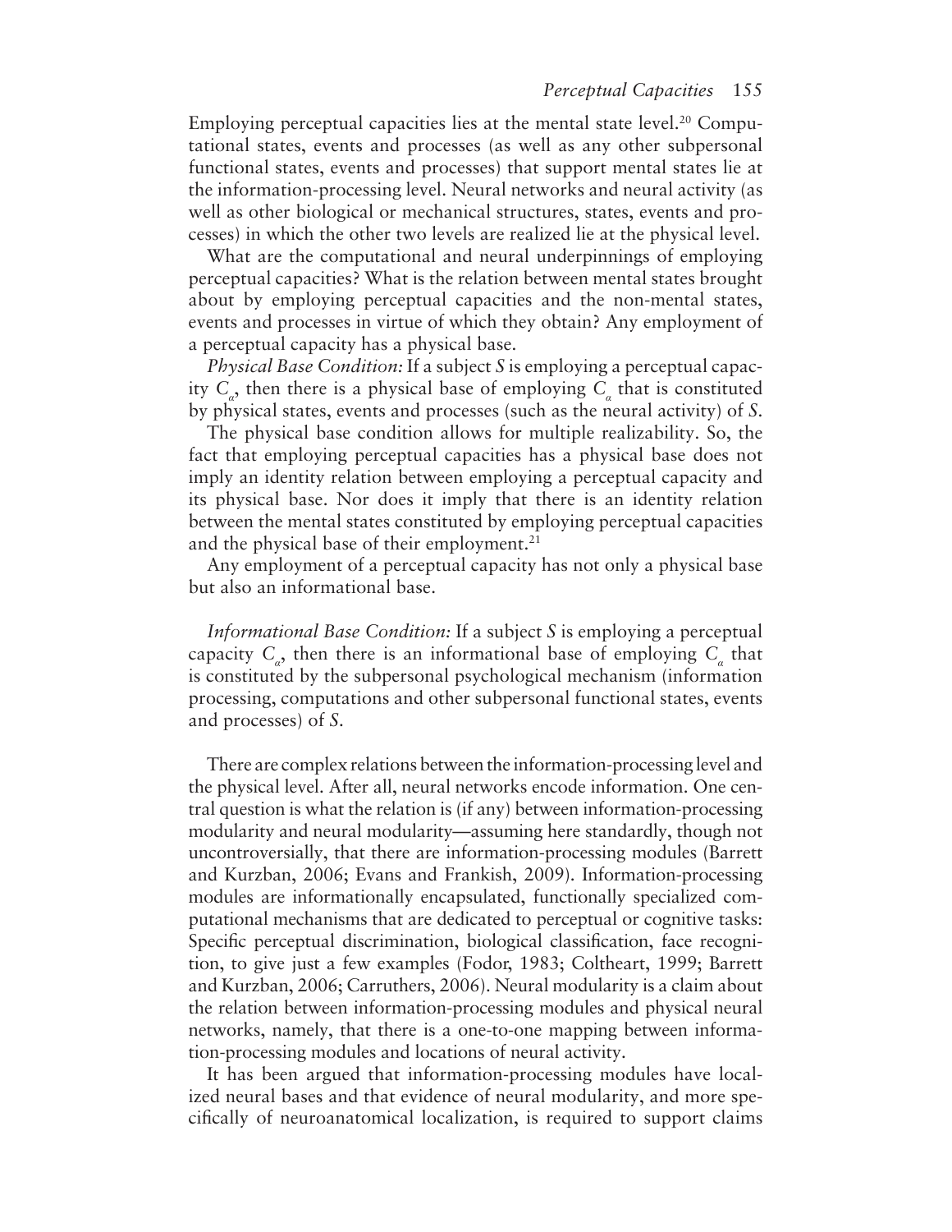Employing perceptual capacities lies at the mental state level.[20] Computational states, events and processes (as well as any other subpersonal functional states, events and processes) that support mental states lie at the information-processing level. Neural networks and neural activity (as well as other biological or mechanical structures, states, events and processes) in which the other two levels are realized lie at the physical level.

What are the computational and neural underpinnings of employing perceptual capacities? What is the relation between mental states brought about by employing perceptual capacities and the non-mental states, events and processes in virtue of which they obtain? Any employment of a perceptual capacity has a physical base.

*Physical Base Condition:* If a subject *S* is employing a perceptual capacity $C_\alpha$, then there is a physical base of employing $C_\alpha$ that is constituted by physical states, events and processes (such as the neural activity) of *S*.

The physical base condition allows for multiple realizability. So, the fact that employing perceptual capacities has a physical base does not imply an identity relation between employing a perceptual capacity and its physical base. Nor does it imply that there is an identity relation between the mental states constituted by employing perceptual capacities and the physical base of their employment.[21]

Any employment of a perceptual capacity has not only a physical base but also an informational base.

*Informational Base Condition:* If a subject *S* is employing a perceptual capacity $C_\alpha$, then there is an informational base of employing $C_\alpha$ that is constituted by the subpersonal psychological mechanism (information processing, computations and other subpersonal functional states, events and processes) of *S*.

There are complex relations between the information-processing level and the physical level. After all, neural networks encode information. One central question is what the relation is (if any) between information-processing modularity and neural modularity—assuming here standardly, though not uncontroversially, that there are information-processing modules (Barrett and Kurzban, 2006; Evans and Frankish, 2009). Information-processing modules are informationally encapsulated, functionally specialized computational mechanisms that are dedicated to perceptual or cognitive tasks: Specific perceptual discrimination, biological classification, face recognition, to give just a few examples (Fodor, 1983; Coltheart, 1999; Barrett and Kurzban, 2006; Carruthers, 2006). Neural modularity is a claim about the relation between information-processing modules and physical neural networks, namely, that there is a one-to-one mapping between information-processing modules and locations of neural activity.

It has been argued that information-processing modules have localized neural bases and that evidence of neural modularity, and more specifically of neuroanatomical localization, is required to support claims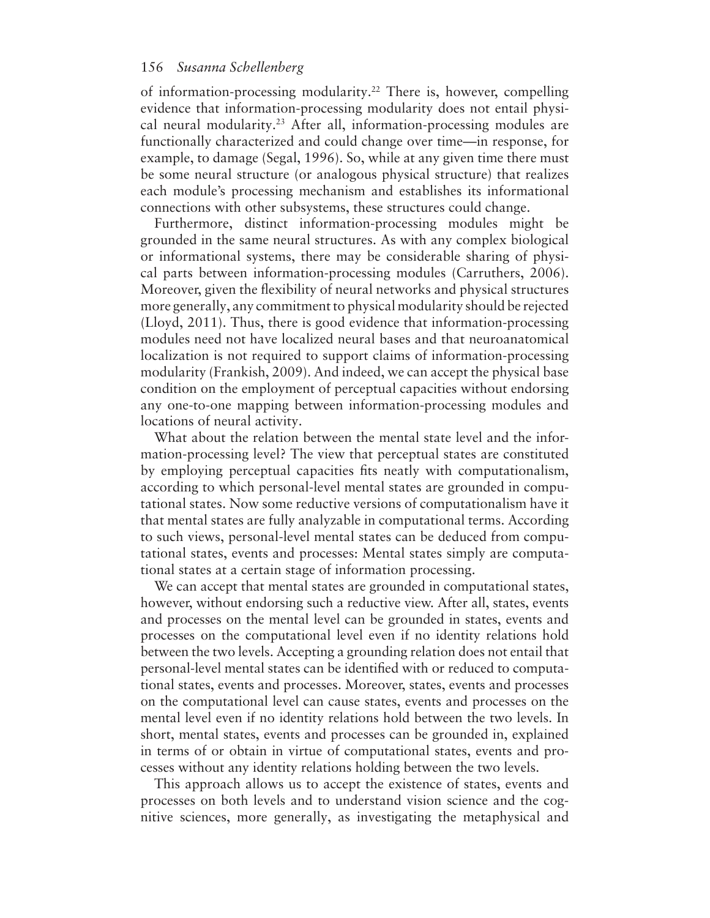of information-processing modularity.[22] There is, however, compelling evidence that information-processing modularity does not entail physical neural modularity.[23] After all, information-processing modules are functionally characterized and could change over time—in response, for example, to damage (Segal, 1996). So, while at any given time there must be some neural structure (or analogous physical structure) that realizes each module's processing mechanism and establishes its informational connections with other subsystems, these structures could change.

Furthermore, distinct information-processing modules might be grounded in the same neural structures. As with any complex biological or informational systems, there may be considerable sharing of physical parts between information-processing modules (Carruthers, 2006). Moreover, given the flexibility of neural networks and physical structures more generally, any commitment to physical modularity should be rejected (Lloyd, 2011). Thus, there is good evidence that information-processing modules need not have localized neural bases and that neuroanatomical localization is not required to support claims of information-processing modularity (Frankish, 2009). And indeed, we can accept the physical base condition on the employment of perceptual capacities without endorsing any one-to-one mapping between information-processing modules and locations of neural activity.

What about the relation between the mental state level and the information-processing level? The view that perceptual states are constituted by employing perceptual capacities fits neatly with computationalism, according to which personal-level mental states are grounded in computational states. Now some reductive versions of computationalism have it that mental states are fully analyzable in computational terms. According to such views, personal-level mental states can be deduced from computational states, events and processes: Mental states simply are computational states at a certain stage of information processing.

We can accept that mental states are grounded in computational states, however, without endorsing such a reductive view. After all, states, events and processes on the mental level can be grounded in states, events and processes on the computational level even if no identity relations hold between the two levels. Accepting a grounding relation does not entail that personal-level mental states can be identified with or reduced to computational states, events and processes. Moreover, states, events and processes on the computational level can cause states, events and processes on the mental level even if no identity relations hold between the two levels. In short, mental states, events and processes can be grounded in, explained in terms of or obtain in virtue of computational states, events and processes without any identity relations holding between the two levels.

This approach allows us to accept the existence of states, events and processes on both levels and to understand vision science and the cognitive sciences, more generally, as investigating the metaphysical and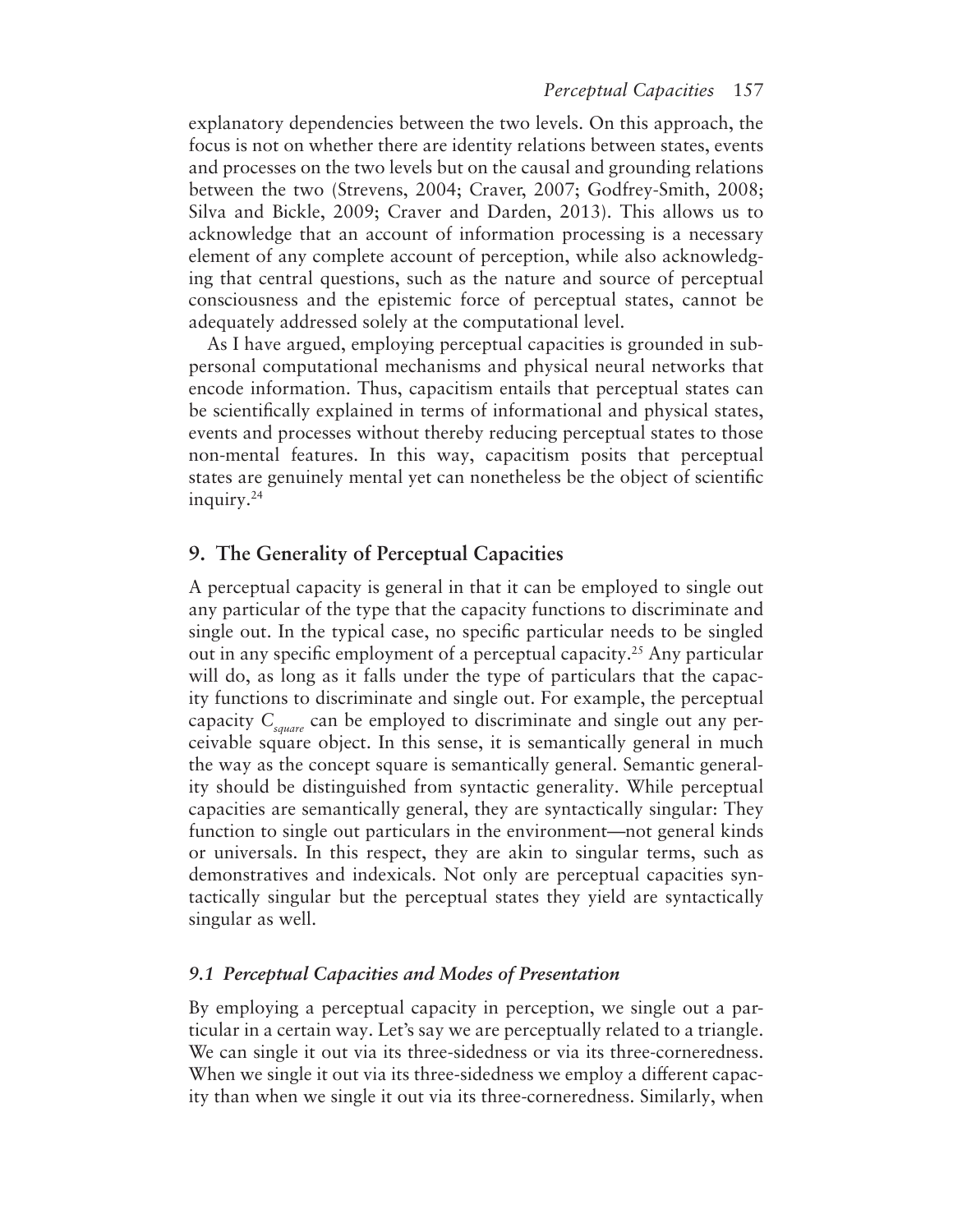explanatory dependencies between the two levels. On this approach, the focus is not on whether there are identity relations between states, events and processes on the two levels but on the causal and grounding relations between the two (Strevens, 2004; Craver, 2007; Godfrey-Smith, 2008; Silva and Bickle, 2009; Craver and Darden, 2013). This allows us to acknowledge that an account of information processing is a necessary element of any complete account of perception, while also acknowledging that central questions, such as the nature and source of perceptual consciousness and the epistemic force of perceptual states, cannot be adequately addressed solely at the computational level.

As I have argued, employing perceptual capacities is grounded in subpersonal computational mechanisms and physical neural networks that encode information. Thus, capacitism entails that perceptual states can be scientifically explained in terms of informational and physical states, events and processes without thereby reducing perceptual states to those non-mental features. In this way, capacitism posits that perceptual states are genuinely mental yet can nonetheless be the object of scientific inquiry.[24]

## 9. The Generality of Perceptual Capacities

A perceptual capacity is general in that it can be employed to single out any particular of the type that the capacity functions to discriminate and single out. In the typical case, no specific particular needs to be singled out in any specific employment of a perceptual capacity.[25] Any particular will do, as long as it falls under the type of particulars that the capacity functions to discriminate and single out. For example, the perceptual capacity $C_{square}$ can be employed to discriminate and single out any perceivable square object. In this sense, it is semantically general in much the way as the concept square is semantically general. Semantic generality should be distinguished from syntactic generality. While perceptual capacities are semantically general, they are syntactically singular: They function to single out particulars in the environment—not general kinds or universals. In this respect, they are akin to singular terms, such as demonstratives and indexicals. Not only are perceptual capacities syntactically singular but the perceptual states they yield are syntactically singular as well.

### *9.1 Perceptual Capacities and Modes of Presentation*

By employing a perceptual capacity in perception, we single out a particular in a certain way. Let's say we are perceptually related to a triangle. We can single it out via its three-sidedness or via its three-corneredness. When we single it out via its three-sidedness we employ a different capacity than when we single it out via its three-corneredness. Similarly, when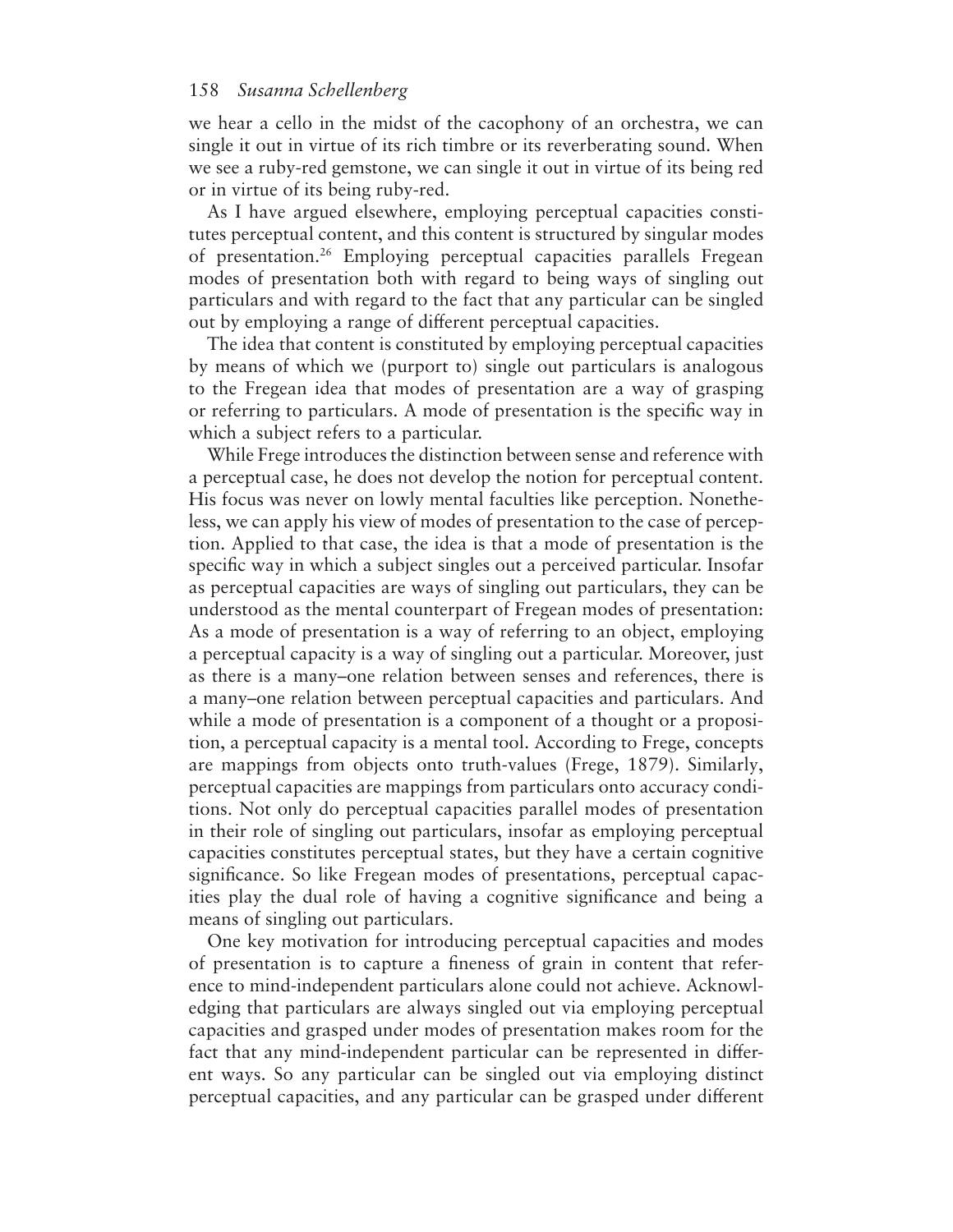we hear a cello in the midst of the cacophony of an orchestra, we can single it out in virtue of its rich timbre or its reverberating sound. When we see a ruby-red gemstone, we can single it out in virtue of its being red or in virtue of its being ruby-red.

As I have argued elsewhere, employing perceptual capacities constitutes perceptual content, and this content is structured by singular modes of presentation.[26] Employing perceptual capacities parallels Fregean modes of presentation both with regard to being ways of singling out particulars and with regard to the fact that any particular can be singled out by employing a range of different perceptual capacities.

The idea that content is constituted by employing perceptual capacities by means of which we (purport to) single out particulars is analogous to the Fregean idea that modes of presentation are a way of grasping or referring to particulars. A mode of presentation is the specific way in which a subject refers to a particular.

While Frege introduces the distinction between sense and reference with a perceptual case, he does not develop the notion for perceptual content. His focus was never on lowly mental faculties like perception. Nonetheless, we can apply his view of modes of presentation to the case of perception. Applied to that case, the idea is that a mode of presentation is the specific way in which a subject singles out a perceived particular. Insofar as perceptual capacities are ways of singling out particulars, they can be understood as the mental counterpart of Fregean modes of presentation: As a mode of presentation is a way of referring to an object, employing a perceptual capacity is a way of singling out a particular. Moreover, just as there is a many–one relation between senses and references, there is a many–one relation between perceptual capacities and particulars. And while a mode of presentation is a component of a thought or a proposition, a perceptual capacity is a mental tool. According to Frege, concepts are mappings from objects onto truth-values (Frege, 1879). Similarly, perceptual capacities are mappings from particulars onto accuracy conditions. Not only do perceptual capacities parallel modes of presentation in their role of singling out particulars, insofar as employing perceptual capacities constitutes perceptual states, but they have a certain cognitive significance. So like Fregean modes of presentations, perceptual capacities play the dual role of having a cognitive significance and being a means of singling out particulars.

One key motivation for introducing perceptual capacities and modes of presentation is to capture a fineness of grain in content that reference to mind-independent particulars alone could not achieve. Acknowledging that particulars are always singled out via employing perceptual capacities and grasped under modes of presentation makes room for the fact that any mind-independent particular can be represented in different ways. So any particular can be singled out via employing distinct perceptual capacities, and any particular can be grasped under different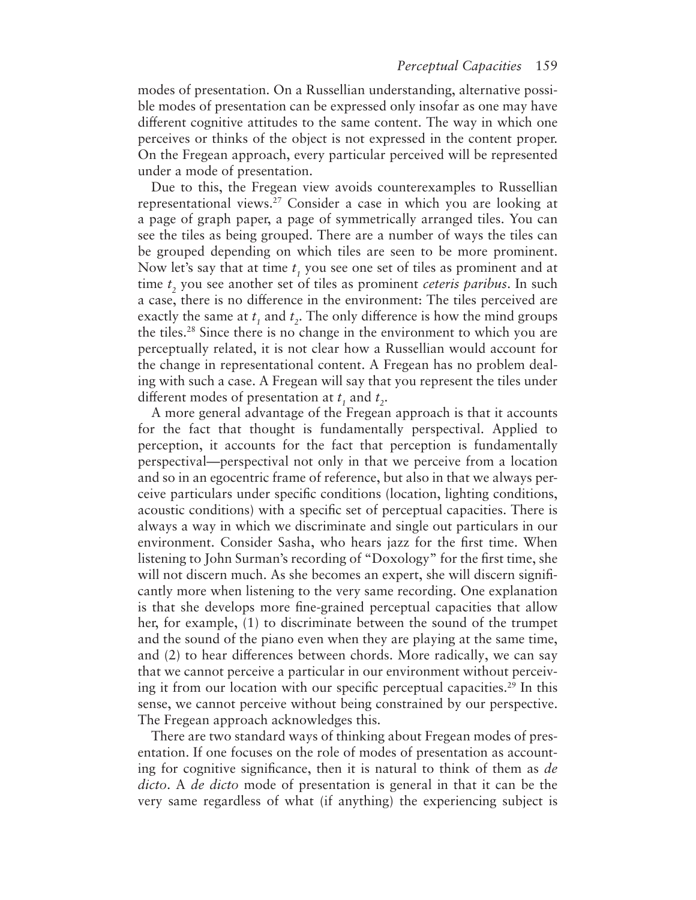modes of presentation. On a Russellian understanding, alternative possible modes of presentation can be expressed only insofar as one may have different cognitive attitudes to the same content. The way in which one perceives or thinks of the object is not expressed in the content proper. On the Fregean approach, every particular perceived will be represented under a mode of presentation.

Due to this, the Fregean view avoids counterexamples to Russellian representational views.[27] Consider a case in which you are looking at a page of graph paper, a page of symmetrically arranged tiles. You can see the tiles as being grouped. There are a number of ways the tiles can be grouped depending on which tiles are seen to be more prominent. Now let's say that at time $t_1$ you see one set of tiles as prominent and at time $t_2$ you see another set of tiles as prominent *ceteris paribus*. In such a case, there is no difference in the environment: The tiles perceived are exactly the same at $t_1$ and $t_2$. The only difference is how the mind groups the tiles.[28] Since there is no change in the environment to which you are perceptually related, it is not clear how a Russellian would account for the change in representational content. A Fregean has no problem dealing with such a case. A Fregean will say that you represent the tiles under different modes of presentation at $t_1$ and $t_2$.

A more general advantage of the Fregean approach is that it accounts for the fact that thought is fundamentally perspectival. Applied to perception, it accounts for the fact that perception is fundamentally perspectival—perspectival not only in that we perceive from a location and so in an egocentric frame of reference, but also in that we always perceive particulars under specific conditions (location, lighting conditions, acoustic conditions) with a specific set of perceptual capacities. There is always a way in which we discriminate and single out particulars in our environment. Consider Sasha, who hears jazz for the first time. When listening to John Surman's recording of "Doxology" for the first time, she will not discern much. As she becomes an expert, she will discern significantly more when listening to the very same recording. One explanation is that she develops more fine-grained perceptual capacities that allow her, for example, (1) to discriminate between the sound of the trumpet and the sound of the piano even when they are playing at the same time, and (2) to hear differences between chords. More radically, we can say that we cannot perceive a particular in our environment without perceiving it from our location with our specific perceptual capacities.[29] In this sense, we cannot perceive without being constrained by our perspective. The Fregean approach acknowledges this.

There are two standard ways of thinking about Fregean modes of presentation. If one focuses on the role of modes of presentation as accounting for cognitive significance, then it is natural to think of them as *de dicto*. A *de dicto* mode of presentation is general in that it can be the very same regardless of what (if anything) the experiencing subject is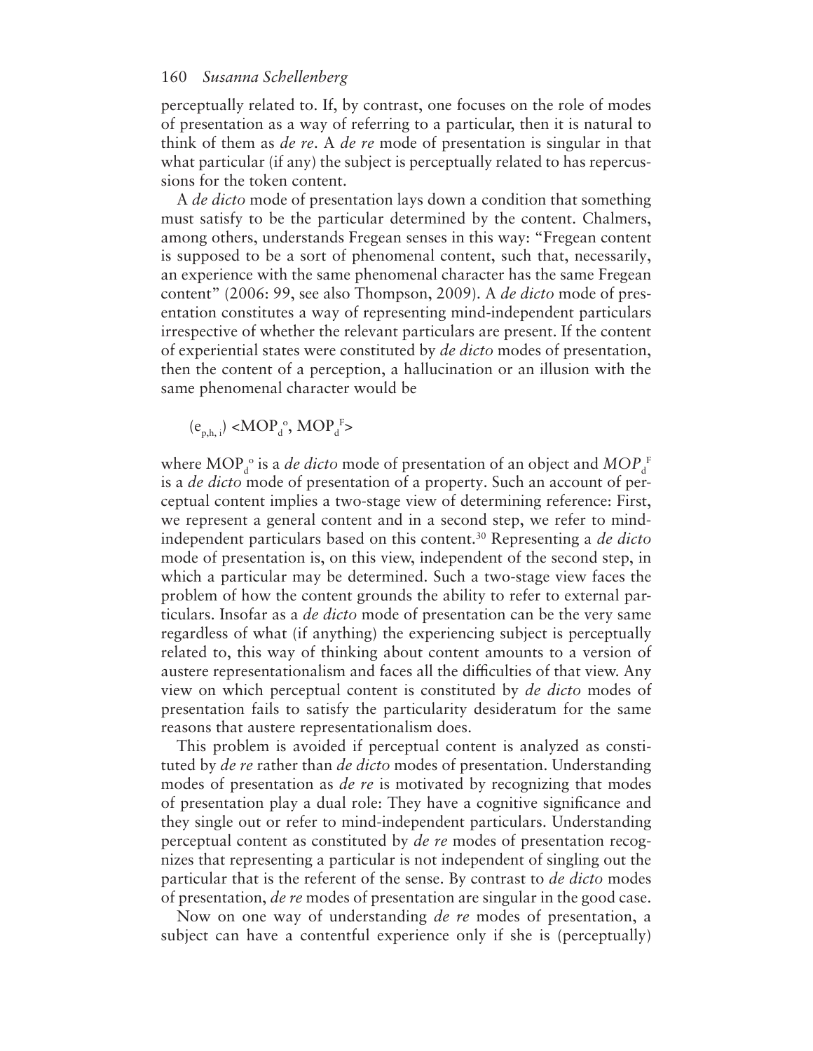perceptually related to. If, by contrast, one focuses on the role of modes of presentation as a way of referring to a particular, then it is natural to think of them as *de re*. A *de re* mode of presentation is singular in that what particular (if any) the subject is perceptually related to has repercussions for the token content.

A *de dicto* mode of presentation lays down a condition that something must satisfy to be the particular determined by the content. Chalmers, among others, understands Fregean senses in this way: "Fregean content is supposed to be a sort of phenomenal content, such that, necessarily, an experience with the same phenomenal character has the same Fregean content" (2006: 99, see also Thompson, 2009). A *de dicto* mode of presentation constitutes a way of representing mind-independent particulars irrespective of whether the relevant particulars are present. If the content of experiential states were constituted by *de dicto* modes of presentation, then the content of a perception, a hallucination or an illusion with the same phenomenal character would be

$$(e_{p,h,i}) <MOP_d^o, MOP_d^F>$$

where $MOP_d^o$ is a *de dicto* mode of presentation of an object and $MOP_d^F$ is a *de dicto* mode of presentation of a property. Such an account of perceptual content implies a two-stage view of determining reference: First, we represent a general content and in a second step, we refer to mind-independent particulars based on this content.[30] Representing a *de dicto* mode of presentation is, on this view, independent of the second step, in which a particular may be determined. Such a two-stage view faces the problem of how the content grounds the ability to refer to external particulars. Insofar as a *de dicto* mode of presentation can be the very same regardless of what (if anything) the experiencing subject is perceptually related to, this way of thinking about content amounts to a version of austere representationalism and faces all the difficulties of that view. Any view on which perceptual content is constituted by *de dicto* modes of presentation fails to satisfy the particularity desideratum for the same reasons that austere representationalism does.

This problem is avoided if perceptual content is analyzed as constituted by *de re* rather than *de dicto* modes of presentation. Understanding modes of presentation as *de re* is motivated by recognizing that modes of presentation play a dual role: They have a cognitive significance and they single out or refer to mind-independent particulars. Understanding perceptual content as constituted by *de re* modes of presentation recognizes that representing a particular is not independent of singling out the particular that is the referent of the sense. By contrast to *de dicto* modes of presentation, *de re* modes of presentation are singular in the good case.

Now on one way of understanding *de re* modes of presentation, a subject can have a contentful experience only if she is (perceptually)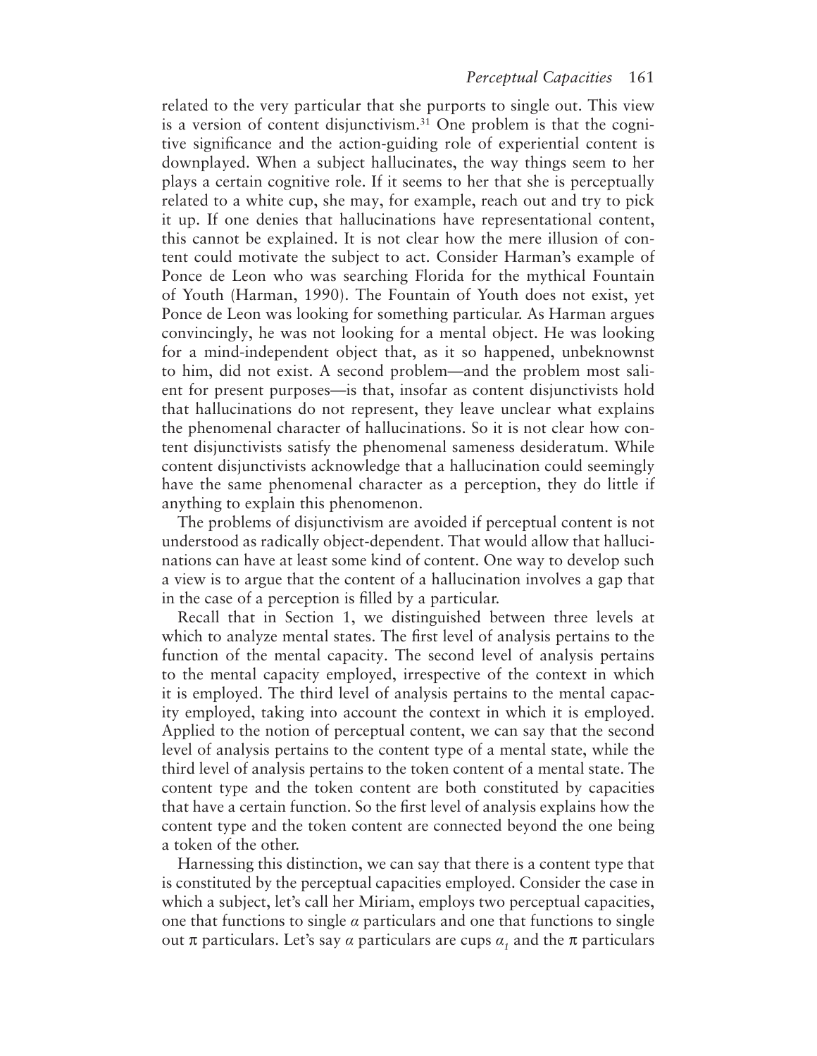related to the very particular that she purports to single out. This view is a version of content disjunctivism.[31] One problem is that the cognitive significance and the action-guiding role of experiential content is downplayed. When a subject hallucinates, the way things seem to her plays a certain cognitive role. If it seems to her that she is perceptually related to a white cup, she may, for example, reach out and try to pick it up. If one denies that hallucinations have representational content, this cannot be explained. It is not clear how the mere illusion of content could motivate the subject to act. Consider Harman's example of Ponce de Leon who was searching Florida for the mythical Fountain of Youth (Harman, 1990). The Fountain of Youth does not exist, yet Ponce de Leon was looking for something particular. As Harman argues convincingly, he was not looking for a mental object. He was looking for a mind-independent object that, as it so happened, unbeknownst to him, did not exist. A second problem—and the problem most salient for present purposes—is that, insofar as content disjunctivists hold that hallucinations do not represent, they leave unclear what explains the phenomenal character of hallucinations. So it is not clear how content disjunctivists satisfy the phenomenal sameness desideratum. While content disjunctivists acknowledge that a hallucination could seemingly have the same phenomenal character as a perception, they do little if anything to explain this phenomenon.

The problems of disjunctivism are avoided if perceptual content is not understood as radically object-dependent. That would allow that hallucinations can have at least some kind of content. One way to develop such a view is to argue that the content of a hallucination involves a gap that in the case of a perception is filled by a particular.

Recall that in Section 1, we distinguished between three levels at which to analyze mental states. The first level of analysis pertains to the function of the mental capacity. The second level of analysis pertains to the mental capacity employed, irrespective of the context in which it is employed. The third level of analysis pertains to the mental capacity employed, taking into account the context in which it is employed. Applied to the notion of perceptual content, we can say that the second level of analysis pertains to the content type of a mental state, while the third level of analysis pertains to the token content of a mental state. The content type and the token content are both constituted by capacities that have a certain function. So the first level of analysis explains how the content type and the token content are connected beyond the one being a token of the other.

Harnessing this distinction, we can say that there is a content type that is constituted by the perceptual capacities employed. Consider the case in which a subject, let's call her Miriam, employs two perceptual capacities, one that functions to single $\alpha$ particulars and one that functions to single out $\pi$ particulars. Let's say $\alpha$ particulars are cups $\alpha_1$ and the $\pi$ particulars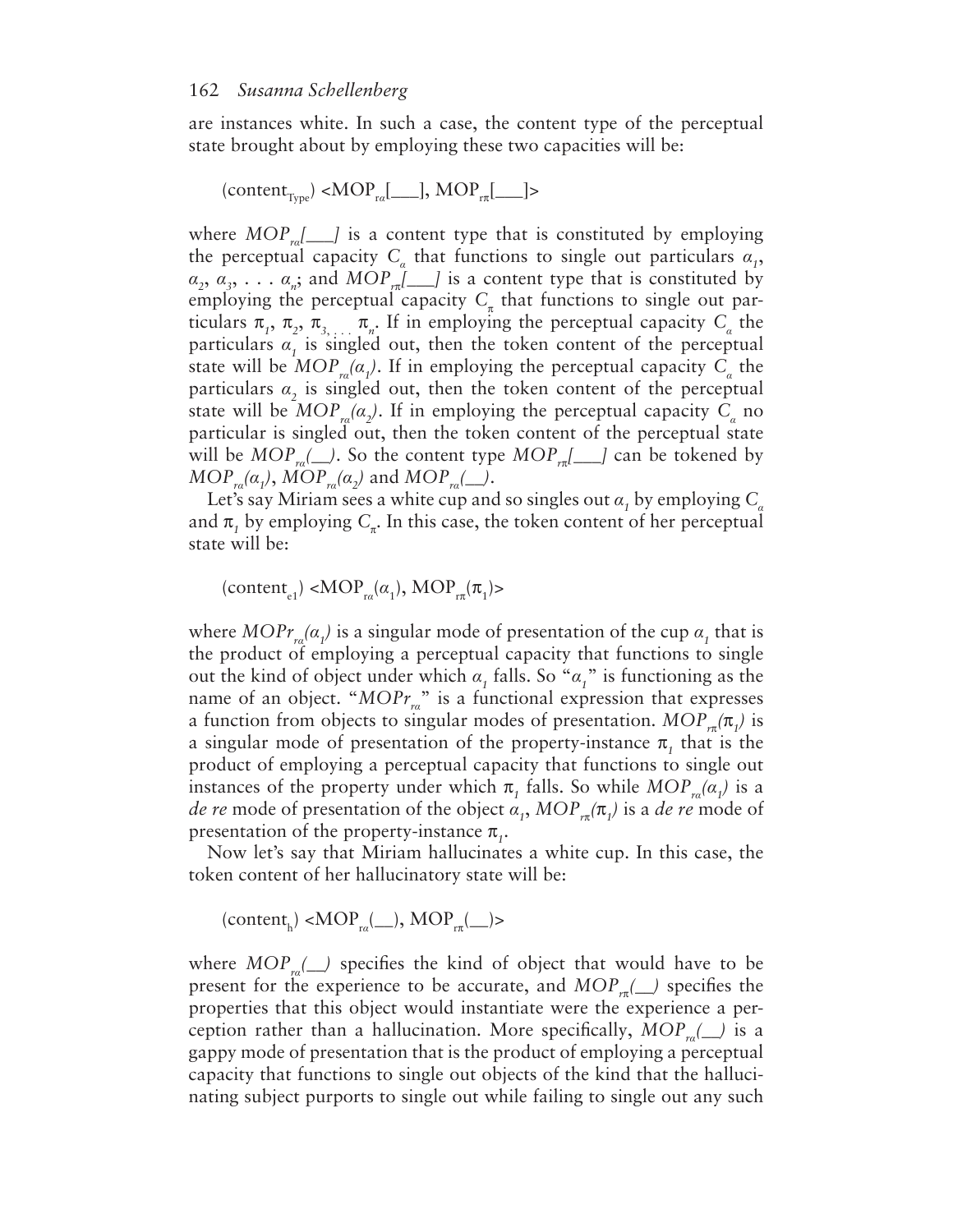are instances white. In such a case, the content type of the perceptual state brought about by employing these two capacities will be:

$$(\text{content}_{\text{Type}}) <\text{MOP}_{r\alpha}[\_\_\_], \text{MOP}_{r\pi}[\_\_\_]>$$

where $MOP_{r\alpha}[\_\_\_]$ is a content type that is constituted by employing the perceptual capacity $C_\alpha$ that functions to single out particulars $\alpha_1$, $\alpha_2$, $\alpha_3$, . . . $\alpha_n$; and $MOP_{r\pi}[\_\_\_]$ is a content type that is constituted by employing the perceptual capacity $C_\pi$ that functions to single out particulars $\pi_1$, $\pi_2$, $\pi_3$, . . . $\pi_n$. If in employing the perceptual capacity $C_\alpha$ the particulars $\alpha_1$ is singled out, then the token content of the perceptual state will be $MOP_{r\alpha}(\alpha_1)$. If in employing the perceptual capacity $C_\alpha$ the particulars $\alpha_2$ is singled out, then the token content of the perceptual state will be $MOP_{r\alpha}(\alpha_2)$. If in employing the perceptual capacity $C_\alpha$ no particular is singled out, then the token content of the perceptual state will be $MOP_{r\alpha}(\_\_)$. So the content type $MOP_{r\pi}[\_\_\_]$ can be tokened by $MOP_{r\alpha}(\alpha_1)$, $MOP_{r\alpha}(\alpha_2)$ and $MOP_{r\alpha}(\_\_)$.

Let's say Miriam sees a white cup and so singles out $\alpha_1$ by employing $C_\alpha$ and $\pi_1$ by employing $C_\pi$. In this case, the token content of her perceptual state will be:

$$(\text{content}_{\text{e1}}) <\text{MOP}_{r\alpha}(\alpha_1), \text{MOP}_{r\pi}(\pi_1)>$$

where $MOPr_{r\alpha}(\alpha_1)$ is a singular mode of presentation of the cup $\alpha_1$ that is the product of employing a perceptual capacity that functions to single out the kind of object under which $\alpha_1$ falls. So "$\alpha_1$" is functioning as the name of an object. "$MOPr_{r\alpha}$" is a functional expression that expresses a function from objects to singular modes of presentation. $MOP_{r\pi}(\pi_1)$ is a singular mode of presentation of the property-instance $\pi_1$ that is the product of employing a perceptual capacity that functions to single out instances of the property under which $\pi_1$ falls. So while $MOP_{r\alpha}(\alpha_1)$ is a *de re* mode of presentation of the object $\alpha_1$, $MOP_{r\pi}(\pi_1)$ is a *de re* mode of presentation of the property-instance $\pi_1$.

Now let's say that Miriam hallucinates a white cup. In this case, the token content of her hallucinatory state will be:

$$(\text{content}_{\text{h}}) <\text{MOP}_{r\alpha}(\_\_), \text{MOP}_{r\pi}(\_\_)>$$

where $MOP_{r\alpha}(\_\_)$ specifies the kind of object that would have to be present for the experience to be accurate, and $MOP_{r\pi}(\_\_)$ specifies the properties that this object would instantiate were the experience a perception rather than a hallucination. More specifically, $MOP_{r\alpha}(\_\_)$ is a gappy mode of presentation that is the product of employing a perceptual capacity that functions to single out objects of the kind that the hallucinating subject purports to single out while failing to single out any such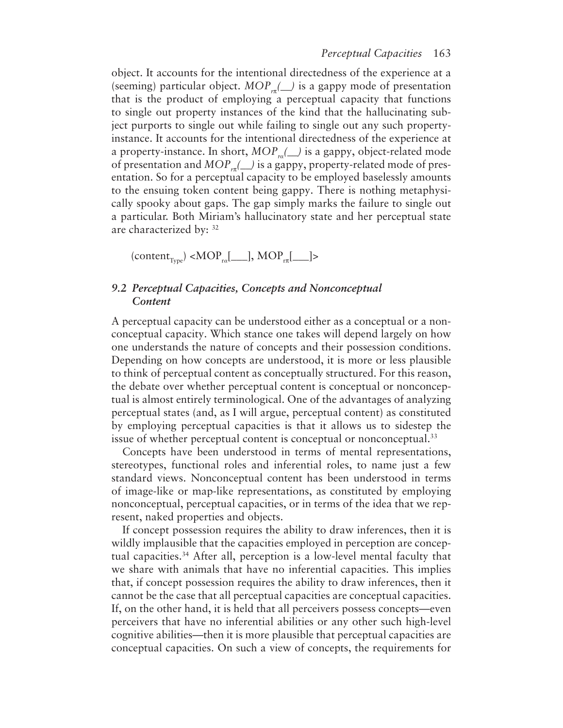object. It accounts for the intentional directedness of the experience at a (seeming) particular object. $MOP_{r\pi}(\_\_)$ is a gappy mode of presentation that is the product of employing a perceptual capacity that functions to single out property instances of the kind that the hallucinating subject purports to single out while failing to single out any such property-instance. It accounts for the intentional directedness of the experience at a property-instance. In short, $MOP_{r\alpha}(\_\_)$ is a gappy, object-related mode of presentation and $MOP_{r\pi}(\_\_)$ is a gappy, property-related mode of presentation. So for a perceptual capacity to be employed baselessly amounts to the ensuing token content being gappy. There is nothing metaphysically spooky about gaps. The gap simply marks the failure to single out a particular. Both Miriam's hallucinatory state and her perceptual state are characterized by: [32]

$$(\text{content}_{\text{Type}})\ \langle \text{MOP}_{r\alpha}[\_\_\_],\ \text{MOP}_{r\pi}[\_\_\_] \rangle$$

### *9.2 Perceptual Capacities, Concepts and Nonconceptual Content*

A perceptual capacity can be understood either as a conceptual or a nonconceptual capacity. Which stance one takes will depend largely on how one understands the nature of concepts and their possession conditions. Depending on how concepts are understood, it is more or less plausible to think of perceptual content as conceptually structured. For this reason, the debate over whether perceptual content is conceptual or nonconceptual is almost entirely terminological. One of the advantages of analyzing perceptual states (and, as I will argue, perceptual content) as constituted by employing perceptual capacities is that it allows us to sidestep the issue of whether perceptual content is conceptual or nonconceptual.[33]

Concepts have been understood in terms of mental representations, stereotypes, functional roles and inferential roles, to name just a few standard views. Nonconceptual content has been understood in terms of image-like or map-like representations, as constituted by employing nonconceptual, perceptual capacities, or in terms of the idea that we represent, naked properties and objects.

If concept possession requires the ability to draw inferences, then it is wildly implausible that the capacities employed in perception are conceptual capacities.[34] After all, perception is a low-level mental faculty that we share with animals that have no inferential capacities. This implies that, if concept possession requires the ability to draw inferences, then it cannot be the case that all perceptual capacities are conceptual capacities. If, on the other hand, it is held that all perceivers possess concepts—even perceivers that have no inferential abilities or any other such high-level cognitive abilities—then it is more plausible that perceptual capacities are conceptual capacities. On such a view of concepts, the requirements for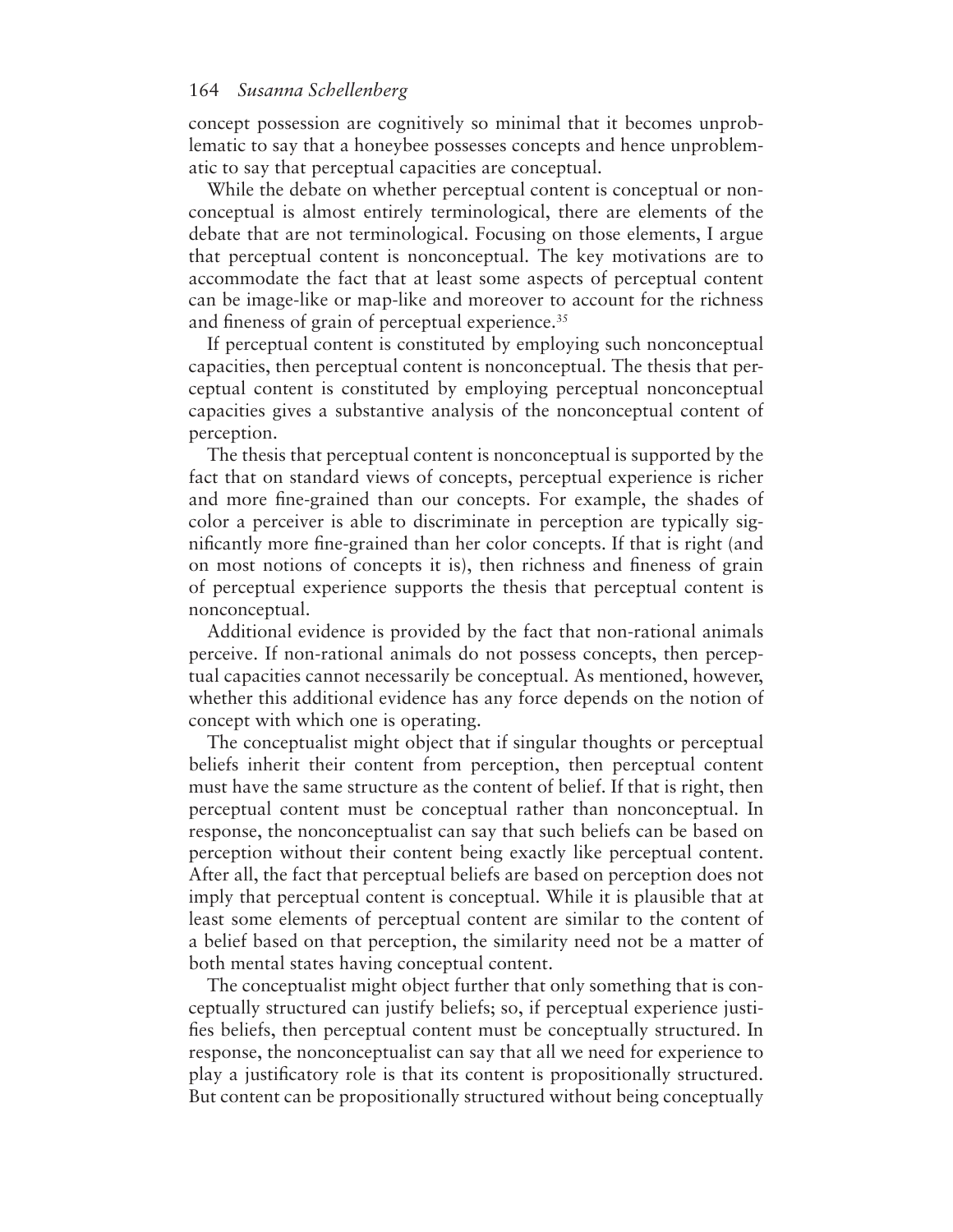concept possession are cognitively so minimal that it becomes unproblematic to say that a honeybee possesses concepts and hence unproblematic to say that perceptual capacities are conceptual.

While the debate on whether perceptual content is conceptual or nonconceptual is almost entirely terminological, there are elements of the debate that are not terminological. Focusing on those elements, I argue that perceptual content is nonconceptual. The key motivations are to accommodate the fact that at least some aspects of perceptual content can be image-like or map-like and moreover to account for the richness and fineness of grain of perceptual experience.[35]

If perceptual content is constituted by employing such nonconceptual capacities, then perceptual content is nonconceptual. The thesis that perceptual content is constituted by employing perceptual nonconceptual capacities gives a substantive analysis of the nonconceptual content of perception.

The thesis that perceptual content is nonconceptual is supported by the fact that on standard views of concepts, perceptual experience is richer and more fine-grained than our concepts. For example, the shades of color a perceiver is able to discriminate in perception are typically significantly more fine-grained than her color concepts. If that is right (and on most notions of concepts it is), then richness and fineness of grain of perceptual experience supports the thesis that perceptual content is nonconceptual.

Additional evidence is provided by the fact that non-rational animals perceive. If non-rational animals do not possess concepts, then perceptual capacities cannot necessarily be conceptual. As mentioned, however, whether this additional evidence has any force depends on the notion of concept with which one is operating.

The conceptualist might object that if singular thoughts or perceptual beliefs inherit their content from perception, then perceptual content must have the same structure as the content of belief. If that is right, then perceptual content must be conceptual rather than nonconceptual. In response, the nonconceptualist can say that such beliefs can be based on perception without their content being exactly like perceptual content. After all, the fact that perceptual beliefs are based on perception does not imply that perceptual content is conceptual. While it is plausible that at least some elements of perceptual content are similar to the content of a belief based on that perception, the similarity need not be a matter of both mental states having conceptual content.

The conceptualist might object further that only something that is conceptually structured can justify beliefs; so, if perceptual experience justifies beliefs, then perceptual content must be conceptually structured. In response, the nonconceptualist can say that all we need for experience to play a justificatory role is that its content is propositionally structured. But content can be propositionally structured without being conceptually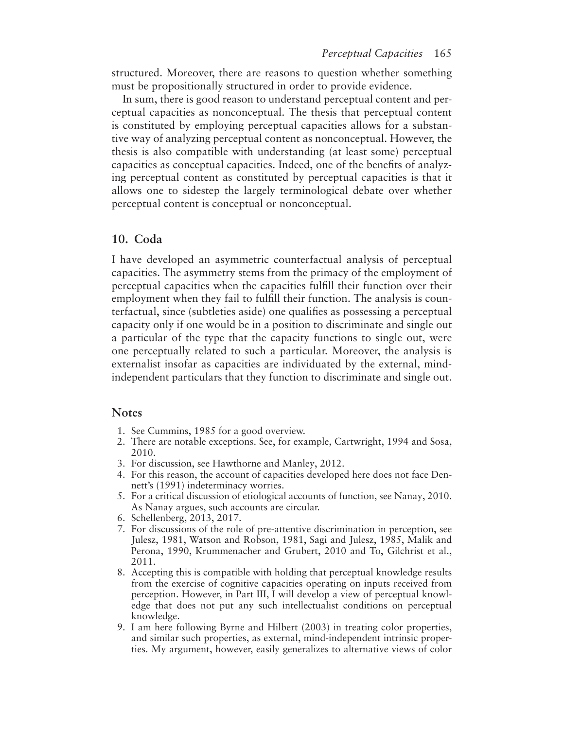structured. Moreover, there are reasons to question whether something must be propositionally structured in order to provide evidence.

In sum, there is good reason to understand perceptual content and perceptual capacities as nonconceptual. The thesis that perceptual content is constituted by employing perceptual capacities allows for a substantive way of analyzing perceptual content as nonconceptual. However, the thesis is also compatible with understanding (at least some) perceptual capacities as conceptual capacities. Indeed, one of the benefits of analyzing perceptual content as constituted by perceptual capacities is that it allows one to sidestep the largely terminological debate over whether perceptual content is conceptual or nonconceptual.

## 10. Coda

I have developed an asymmetric counterfactual analysis of perceptual capacities. The asymmetry stems from the primacy of the employment of perceptual capacities when the capacities fulfill their function over their employment when they fail to fulfill their function. The analysis is counterfactual, since (subtleties aside) one qualifies as possessing a perceptual capacity only if one would be in a position to discriminate and single out a particular of the type that the capacity functions to single out, were one perceptually related to such a particular. Moreover, the analysis is externalist insofar as capacities are individuated by the external, mind-independent particulars that they function to discriminate and single out.

## Notes

1. See Cummins, 1985 for a good overview.
2. There are notable exceptions. See, for example, Cartwright, 1994 and Sosa, 2010.
3. For discussion, see Hawthorne and Manley, 2012.
4. For this reason, the account of capacities developed here does not face Dennett's (1991) indeterminacy worries.
5. For a critical discussion of etiological accounts of function, see Nanay, 2010. As Nanay argues, such accounts are circular.
6. Schellenberg, 2013, 2017.
7. For discussions of the role of pre-attentive discrimination in perception, see Julesz, 1981, Watson and Robson, 1981, Sagi and Julesz, 1985, Malik and Perona, 1990, Krummenacher and Grubert, 2010 and To, Gilchrist et al., 2011.
8. Accepting this is compatible with holding that perceptual knowledge results from the exercise of cognitive capacities operating on inputs received from perception. However, in Part III, I will develop a view of perceptual knowledge that does not put any such intellectualist conditions on perceptual knowledge.
9. I am here following Byrne and Hilbert (2003) in treating color properties, and similar such properties, as external, mind-independent intrinsic properties. My argument, however, easily generalizes to alternative views of color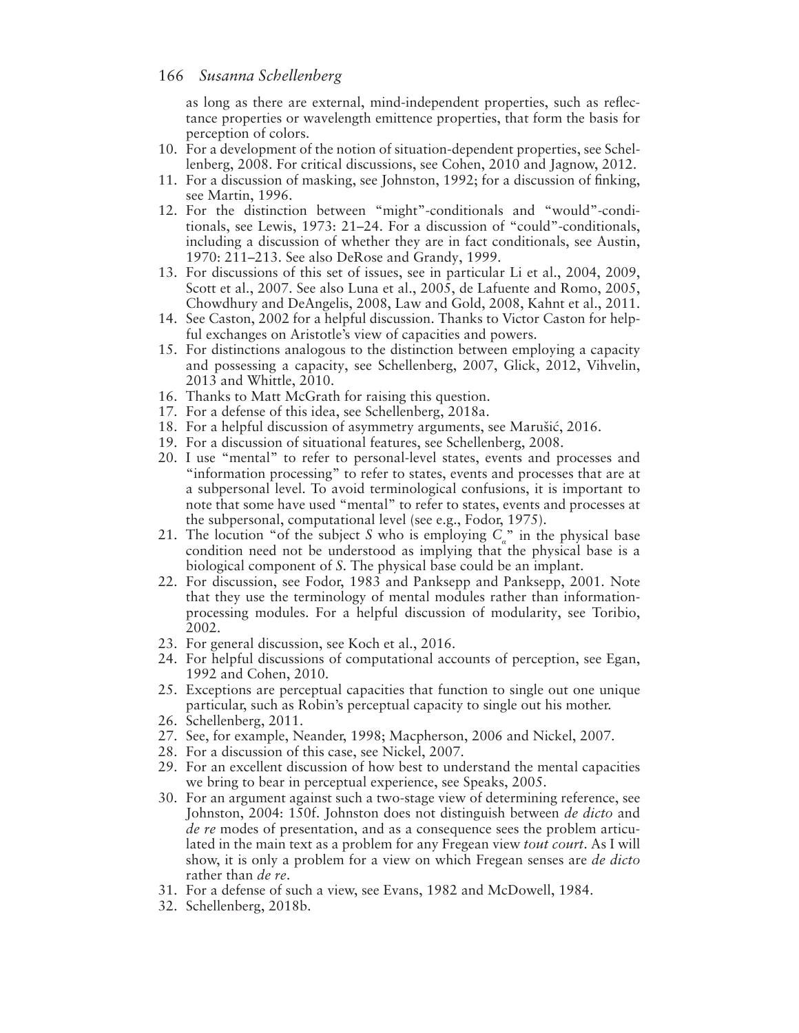as long as there are external, mind-independent properties, such as reflectance properties or wavelength emittence properties, that form the basis for perception of colors.

10. For a development of the notion of situation-dependent properties, see Schellenberg, 2008. For critical discussions, see Cohen, 2010 and Jagnow, 2012.
11. For a discussion of masking, see Johnston, 1992; for a discussion of finking, see Martin, 1996.
12. For the distinction between "might"-conditionals and "would"-conditionals, see Lewis, 1973: 21–24. For a discussion of "could"-conditionals, including a discussion of whether they are in fact conditionals, see Austin, 1970: 211–213. See also DeRose and Grandy, 1999.
13. For discussions of this set of issues, see in particular Li et al., 2004, 2009, Scott et al., 2007. See also Luna et al., 2005, de Lafuente and Romo, 2005, Chowdhury and DeAngelis, 2008, Law and Gold, 2008, Kahnt et al., 2011.
14. See Caston, 2002 for a helpful discussion. Thanks to Victor Caston for helpful exchanges on Aristotle's view of capacities and powers.
15. For distinctions analogous to the distinction between employing a capacity and possessing a capacity, see Schellenberg, 2007, Glick, 2012, Vihvelin, 2013 and Whittle, 2010.
16. Thanks to Matt McGrath for raising this question.
17. For a defense of this idea, see Schellenberg, 2018a.
18. For a helpful discussion of asymmetry arguments, see Marušić, 2016.
19. For a discussion of situational features, see Schellenberg, 2008.
20. I use "mental" to refer to personal-level states, events and processes and "information processing" to refer to states, events and processes that are at a subpersonal level. To avoid terminological confusions, it is important to note that some have used "mental" to refer to states, events and processes at the subpersonal, computational level (see e.g., Fodor, 1975).
21. The locution "of the subject *S* who is employing $C_\alpha$" in the physical base condition need not be understood as implying that the physical base is a biological component of *S*. The physical base could be an implant.
22. For discussion, see Fodor, 1983 and Panksepp and Panksepp, 2001. Note that they use the terminology of mental modules rather than information-processing modules. For a helpful discussion of modularity, see Toribio, 2002.
23. For general discussion, see Koch et al., 2016.
24. For helpful discussions of computational accounts of perception, see Egan, 1992 and Cohen, 2010.
25. Exceptions are perceptual capacities that function to single out one unique particular, such as Robin's perceptual capacity to single out his mother.
26. Schellenberg, 2011.
27. See, for example, Neander, 1998; Macpherson, 2006 and Nickel, 2007.
28. For a discussion of this case, see Nickel, 2007.
29. For an excellent discussion of how best to understand the mental capacities we bring to bear in perceptual experience, see Speaks, 2005.
30. For an argument against such a two-stage view of determining reference, see Johnston, 2004: 150f. Johnston does not distinguish between *de dicto* and *de re* modes of presentation, and as a consequence sees the problem articulated in the main text as a problem for any Fregean view *tout court*. As I will show, it is only a problem for a view on which Fregean senses are *de dicto* rather than *de re*.
31. For a defense of such a view, see Evans, 1982 and McDowell, 1984.
32. Schellenberg, 2018b.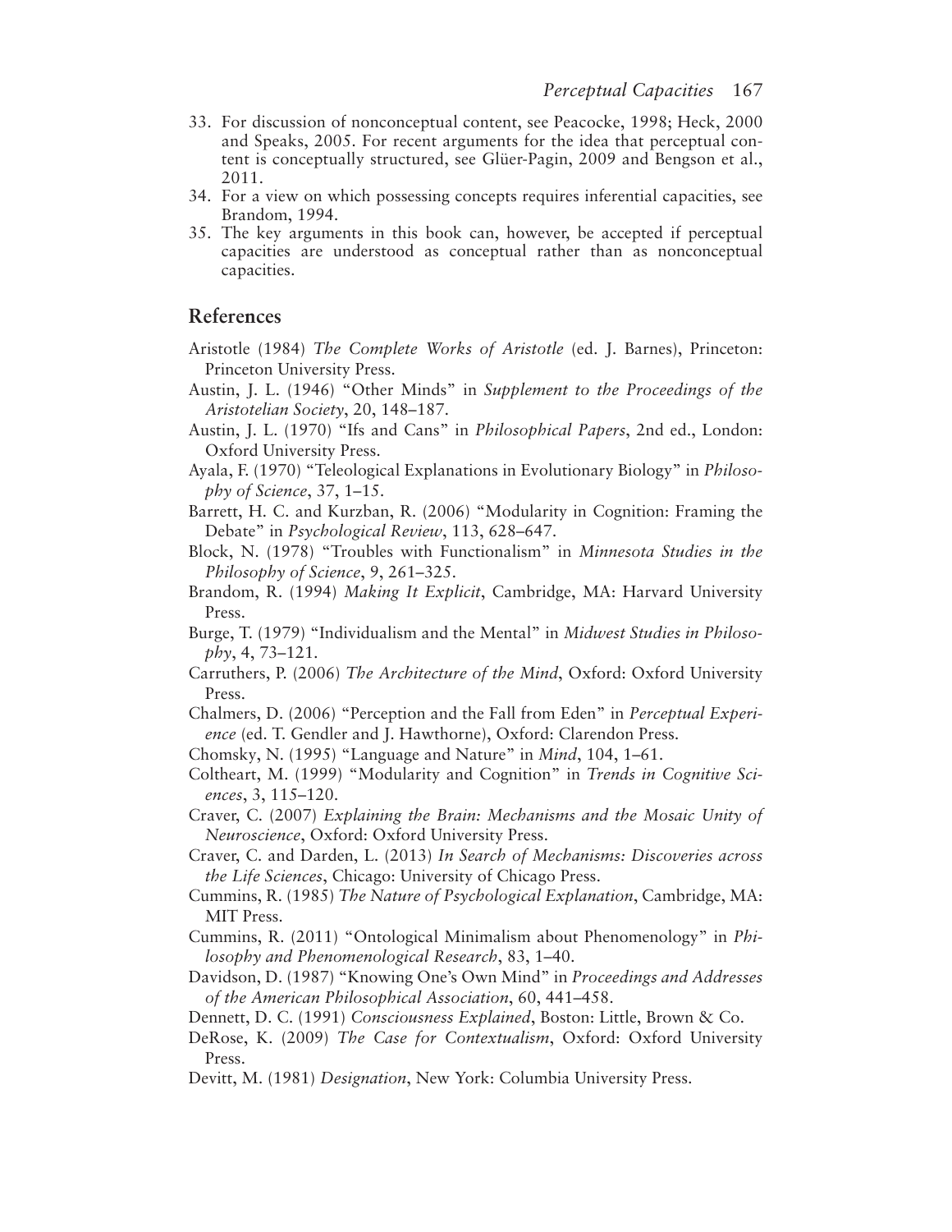33. For discussion of nonconceptual content, see Peacocke, 1998; Heck, 2000 and Speaks, 2005. For recent arguments for the idea that perceptual content is conceptually structured, see Glüer-Pagin, 2009 and Bengson et al., 2011.
34. For a view on which possessing concepts requires inferential capacities, see Brandom, 1994.
35. The key arguments in this book can, however, be accepted if perceptual capacities are understood as conceptual rather than as nonconceptual capacities.

## References

Aristotle (1984) *The Complete Works of Aristotle* (ed. J. Barnes), Princeton: Princeton University Press.

Austin, J. L. (1946) "Other Minds" in *Supplement to the Proceedings of the Aristotelian Society*, 20, 148–187.

Austin, J. L. (1970) "Ifs and Cans" in *Philosophical Papers*, 2nd ed., London: Oxford University Press.

Ayala, F. (1970) "Teleological Explanations in Evolutionary Biology" in *Philosophy of Science*, 37, 1–15.

Barrett, H. C. and Kurzban, R. (2006) "Modularity in Cognition: Framing the Debate" in *Psychological Review*, 113, 628–647.

Block, N. (1978) "Troubles with Functionalism" in *Minnesota Studies in the Philosophy of Science*, 9, 261–325.

Brandom, R. (1994) *Making It Explicit*, Cambridge, MA: Harvard University Press.

Burge, T. (1979) "Individualism and the Mental" in *Midwest Studies in Philosophy*, 4, 73–121.

Carruthers, P. (2006) *The Architecture of the Mind*, Oxford: Oxford University Press.

Chalmers, D. (2006) "Perception and the Fall from Eden" in *Perceptual Experience* (ed. T. Gendler and J. Hawthorne), Oxford: Clarendon Press.

Chomsky, N. (1995) "Language and Nature" in *Mind*, 104, 1–61.

Coltheart, M. (1999) "Modularity and Cognition" in *Trends in Cognitive Sciences*, 3, 115–120.

Craver, C. (2007) *Explaining the Brain: Mechanisms and the Mosaic Unity of Neuroscience*, Oxford: Oxford University Press.

Craver, C. and Darden, L. (2013) *In Search of Mechanisms: Discoveries across the Life Sciences*, Chicago: University of Chicago Press.

Cummins, R. (1985) *The Nature of Psychological Explanation*, Cambridge, MA: MIT Press.

Cummins, R. (2011) "Ontological Minimalism about Phenomenology" in *Philosophy and Phenomenological Research*, 83, 1–40.

Davidson, D. (1987) "Knowing One's Own Mind" in *Proceedings and Addresses of the American Philosophical Association*, 60, 441–458.

Dennett, D. C. (1991) *Consciousness Explained*, Boston: Little, Brown & Co.

DeRose, K. (2009) *The Case for Contextualism*, Oxford: Oxford University Press.

Devitt, M. (1981) *Designation*, New York: Columbia University Press.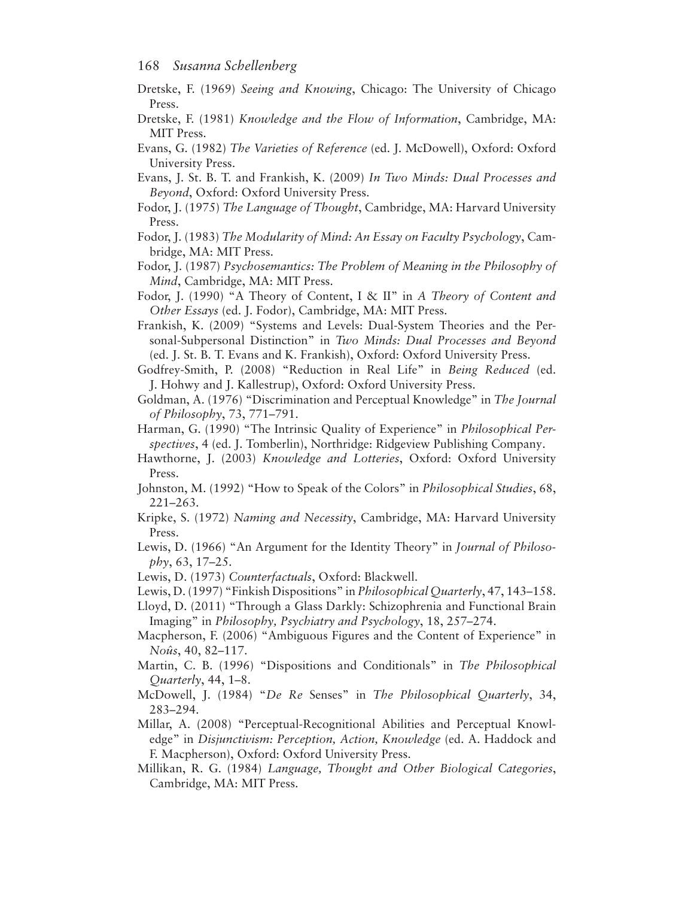Dretske, F. (1969) *Seeing and Knowing*, Chicago: The University of Chicago Press.

Dretske, F. (1981) *Knowledge and the Flow of Information*, Cambridge, MA: MIT Press.

Evans, G. (1982) *The Varieties of Reference* (ed. J. McDowell), Oxford: Oxford University Press.

Evans, J. St. B. T. and Frankish, K. (2009) *In Two Minds: Dual Processes and Beyond*, Oxford: Oxford University Press.

Fodor, J. (1975) *The Language of Thought*, Cambridge, MA: Harvard University Press.

Fodor, J. (1983) *The Modularity of Mind: An Essay on Faculty Psychology*, Cambridge, MA: MIT Press.

Fodor, J. (1987) *Psychosemantics: The Problem of Meaning in the Philosophy of Mind*, Cambridge, MA: MIT Press.

Fodor, J. (1990) "A Theory of Content, I & II" in *A Theory of Content and Other Essays* (ed. J. Fodor), Cambridge, MA: MIT Press.

Frankish, K. (2009) "Systems and Levels: Dual-System Theories and the Personal-Subpersonal Distinction" in *Two Minds: Dual Processes and Beyond* (ed. J. St. B. T. Evans and K. Frankish), Oxford: Oxford University Press.

Godfrey-Smith, P. (2008) "Reduction in Real Life" in *Being Reduced* (ed. J. Hohwy and J. Kallestrup), Oxford: Oxford University Press.

Goldman, A. (1976) "Discrimination and Perceptual Knowledge" in *The Journal of Philosophy*, 73, 771–791.

Harman, G. (1990) "The Intrinsic Quality of Experience" in *Philosophical Perspectives*, 4 (ed. J. Tomberlin), Northridge: Ridgeview Publishing Company.

Hawthorne, J. (2003) *Knowledge and Lotteries*, Oxford: Oxford University Press.

Johnston, M. (1992) "How to Speak of the Colors" in *Philosophical Studies*, 68, 221–263.

Kripke, S. (1972) *Naming and Necessity*, Cambridge, MA: Harvard University Press.

Lewis, D. (1966) "An Argument for the Identity Theory" in *Journal of Philosophy*, 63, 17–25.

Lewis, D. (1973) *Counterfactuals*, Oxford: Blackwell.

Lewis, D. (1997) "Finkish Dispositions" in *Philosophical Quarterly*, 47, 143–158.

Lloyd, D. (2011) "Through a Glass Darkly: Schizophrenia and Functional Brain Imaging" in *Philosophy, Psychiatry and Psychology*, 18, 257–274.

Macpherson, F. (2006) "Ambiguous Figures and the Content of Experience" in *Noûs*, 40, 82–117.

Martin, C. B. (1996) "Dispositions and Conditionals" in *The Philosophical Quarterly*, 44, 1–8.

McDowell, J. (1984) "*De Re* Senses" in *The Philosophical Quarterly*, 34, 283–294.

Millar, A. (2008) "Perceptual-Recognitional Abilities and Perceptual Knowledge" in *Disjunctivism: Perception, Action, Knowledge* (ed. A. Haddock and F. Macpherson), Oxford: Oxford University Press.

Millikan, R. G. (1984) *Language, Thought and Other Biological Categories*, Cambridge, MA: MIT Press.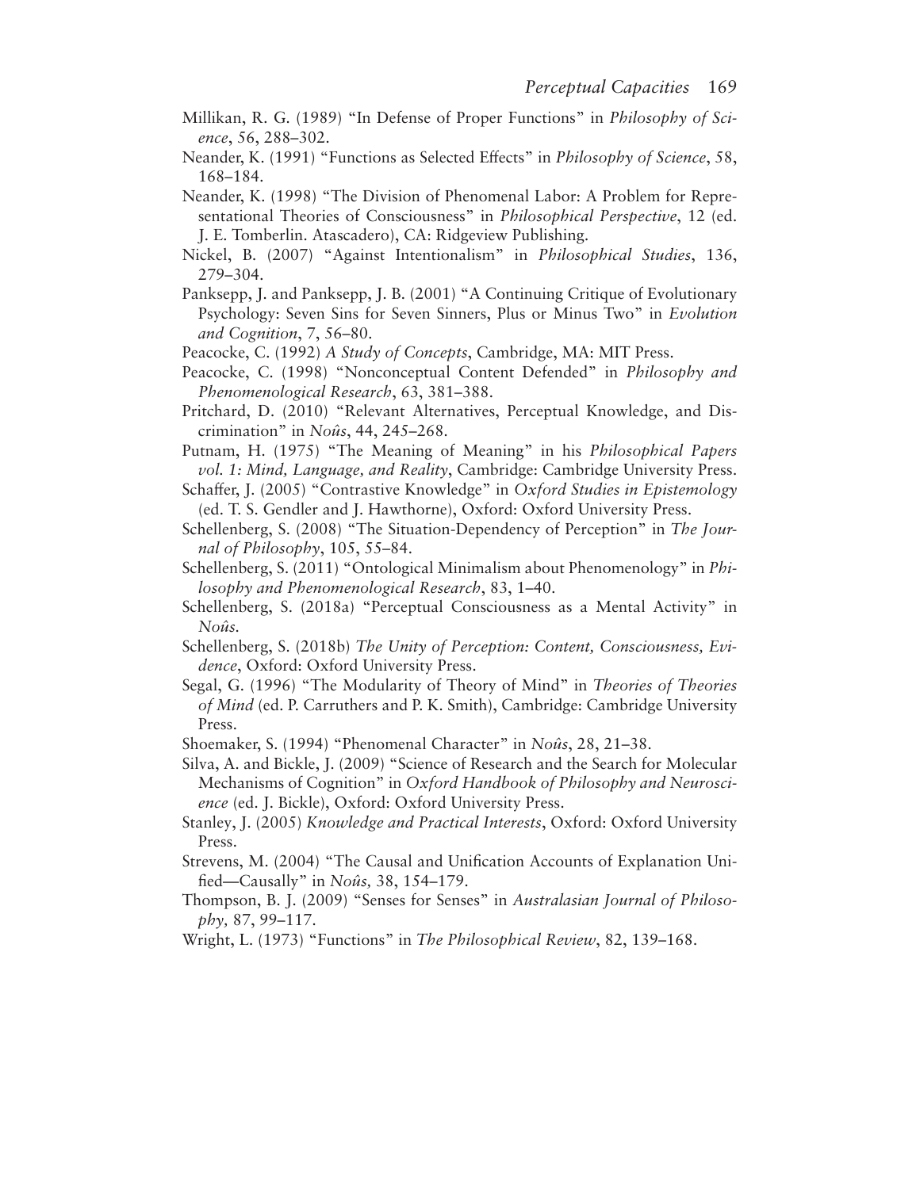Millikan, R. G. (1989) "In Defense of Proper Functions" in *Philosophy of Science*, 56, 288–302.

Neander, K. (1991) "Functions as Selected Effects" in *Philosophy of Science*, 58, 168–184.

Neander, K. (1998) "The Division of Phenomenal Labor: A Problem for Representational Theories of Consciousness" in *Philosophical Perspective*, 12 (ed. J. E. Tomberlin. Atascadero), CA: Ridgeview Publishing.

Nickel, B. (2007) "Against Intentionalism" in *Philosophical Studies*, 136, 279–304.

Panksepp, J. and Panksepp, J. B. (2001) "A Continuing Critique of Evolutionary Psychology: Seven Sins for Seven Sinners, Plus or Minus Two" in *Evolution and Cognition*, 7, 56–80.

Peacocke, C. (1992) *A Study of Concepts*, Cambridge, MA: MIT Press.

Peacocke, C. (1998) "Nonconceptual Content Defended" in *Philosophy and Phenomenological Research*, 63, 381–388.

Pritchard, D. (2010) "Relevant Alternatives, Perceptual Knowledge, and Discrimination" in *Noûs*, 44, 245–268.

Putnam, H. (1975) "The Meaning of Meaning" in his *Philosophical Papers vol. 1: Mind, Language, and Reality*, Cambridge: Cambridge University Press.

Schaffer, J. (2005) "Contrastive Knowledge" in *Oxford Studies in Epistemology* (ed. T. S. Gendler and J. Hawthorne), Oxford: Oxford University Press.

Schellenberg, S. (2008) "The Situation-Dependency of Perception" in *The Journal of Philosophy*, 105, 55–84.

Schellenberg, S. (2011) "Ontological Minimalism about Phenomenology" in *Philosophy and Phenomenological Research*, 83, 1–40.

Schellenberg, S. (2018a) "Perceptual Consciousness as a Mental Activity" in *Noûs.*

Schellenberg, S. (2018b) *The Unity of Perception: Content, Consciousness, Evidence*, Oxford: Oxford University Press.

Segal, G. (1996) "The Modularity of Theory of Mind" in *Theories of Theories of Mind* (ed. P. Carruthers and P. K. Smith), Cambridge: Cambridge University Press.

Shoemaker, S. (1994) "Phenomenal Character" in *Noûs*, 28, 21–38.

Silva, A. and Bickle, J. (2009) "Science of Research and the Search for Molecular Mechanisms of Cognition" in *Oxford Handbook of Philosophy and Neuroscience* (ed. J. Bickle), Oxford: Oxford University Press.

Stanley, J. (2005) *Knowledge and Practical Interests*, Oxford: Oxford University Press.

Strevens, M. (2004) "The Causal and Unification Accounts of Explanation Unified—Causally" in *Noûs,* 38, 154–179.

Thompson, B. J. (2009) "Senses for Senses" in *Australasian Journal of Philosophy,* 87, 99–117.

Wright, L. (1973) "Functions" in *The Philosophical Review*, 82, 139–168.